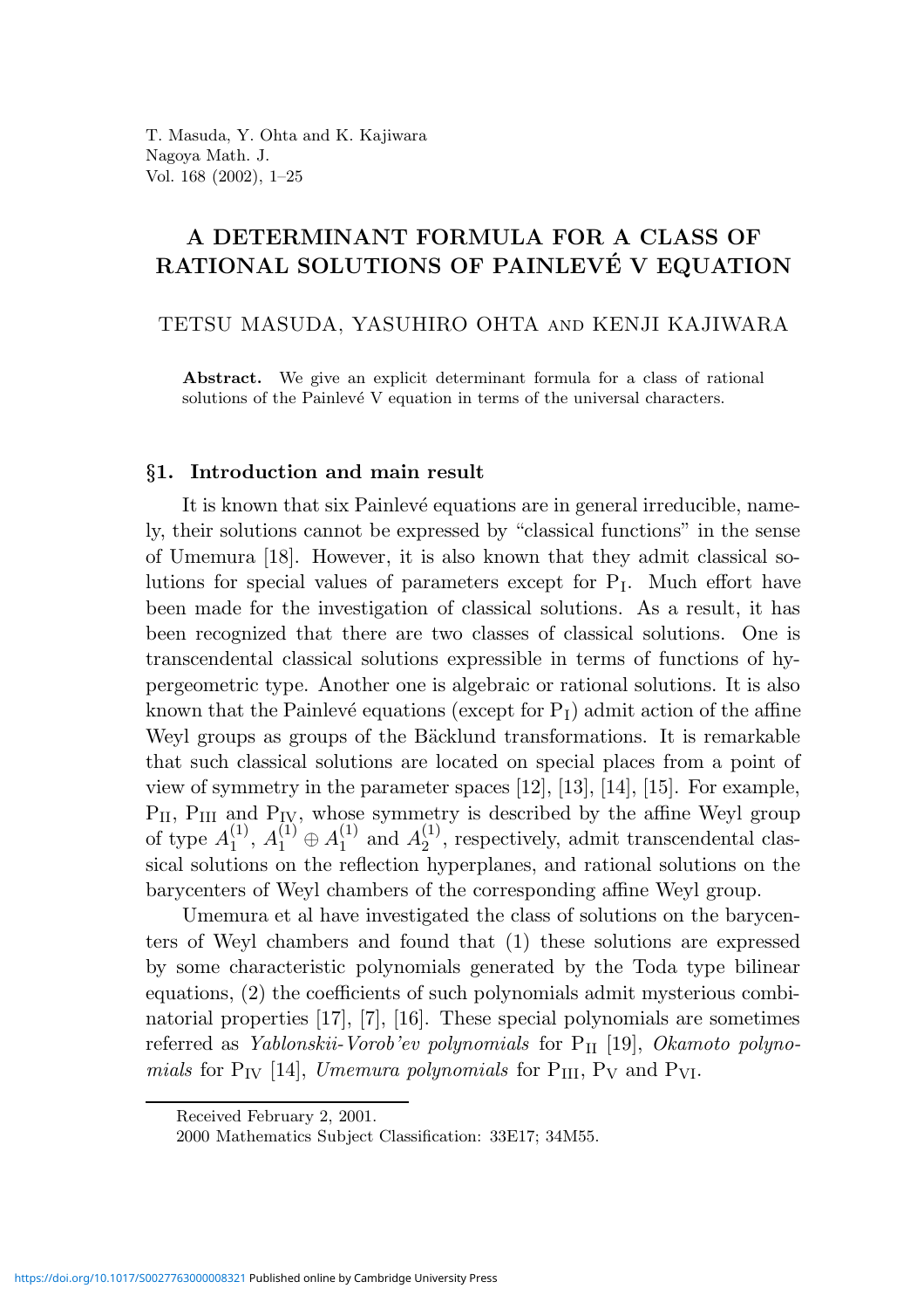T. Masuda, Y. Ohta and K. Kajiwara
Nagoya Math. J.
Vol. 168 (2002), 1–25

# A DETERMINANT FORMULA FOR A CLASS OF RATIONAL SOLUTIONS OF PAINLEVÉ V EQUATION

TETSU MASUDA, YASUHIRO OHTA and KENJI KAJIWARA

**Abstract.** We give an explicit determinant formula for a class of rational solutions of the Painlevé V equation in terms of the universal characters.

## §1. Introduction and main result

It is known that six Painlevé equations are in general irreducible, namely, their solutions cannot be expressed by "classical functions" in the sense of Umemura [18]. However, it is also known that they admit classical solutions for special values of parameters except for $\mathrm{P_I}$. Much effort have been made for the investigation of classical solutions. As a result, it has been recognized that there are two classes of classical solutions. One is transcendental classical solutions expressible in terms of functions of hypergeometric type. Another one is algebraic or rational solutions. It is also known that the Painlevé equations (except for $\mathrm{P_I}$) admit action of the affine Weyl groups as groups of the Bäcklund transformations. It is remarkable that such classical solutions are located on special places from a point of view of symmetry in the parameter spaces [12], [13], [14], [15]. For example, $\mathrm{P_{II}}$, $\mathrm{P_{III}}$ and $\mathrm{P_{IV}}$, whose symmetry is described by the affine Weyl group of type $A_1^{(1)}$, $A_1^{(1)} \oplus A_1^{(1)}$ and $A_2^{(1)}$, respectively, admit transcendental classical solutions on the reflection hyperplanes, and rational solutions on the barycenters of Weyl chambers of the corresponding affine Weyl group.

Umemura et al have investigated the class of solutions on the barycenters of Weyl chambers and found that (1) these solutions are expressed by some characteristic polynomials generated by the Toda type bilinear equations, (2) the coefficients of such polynomials admit mysterious combinatorial properties [17], [7], [16]. These special polynomials are sometimes referred as *Yablonskii-Vorob'ev polynomials* for $\mathrm{P_{II}}$ [19], *Okamoto polynomials* for $\mathrm{P_{IV}}$ [14], *Umemura polynomials* for $\mathrm{P_{III}}$, $\mathrm{P_V}$ and $\mathrm{P_{VI}}$.

Received February 2, 2001.

2000 Mathematics Subject Classification: 33E17; 34M55.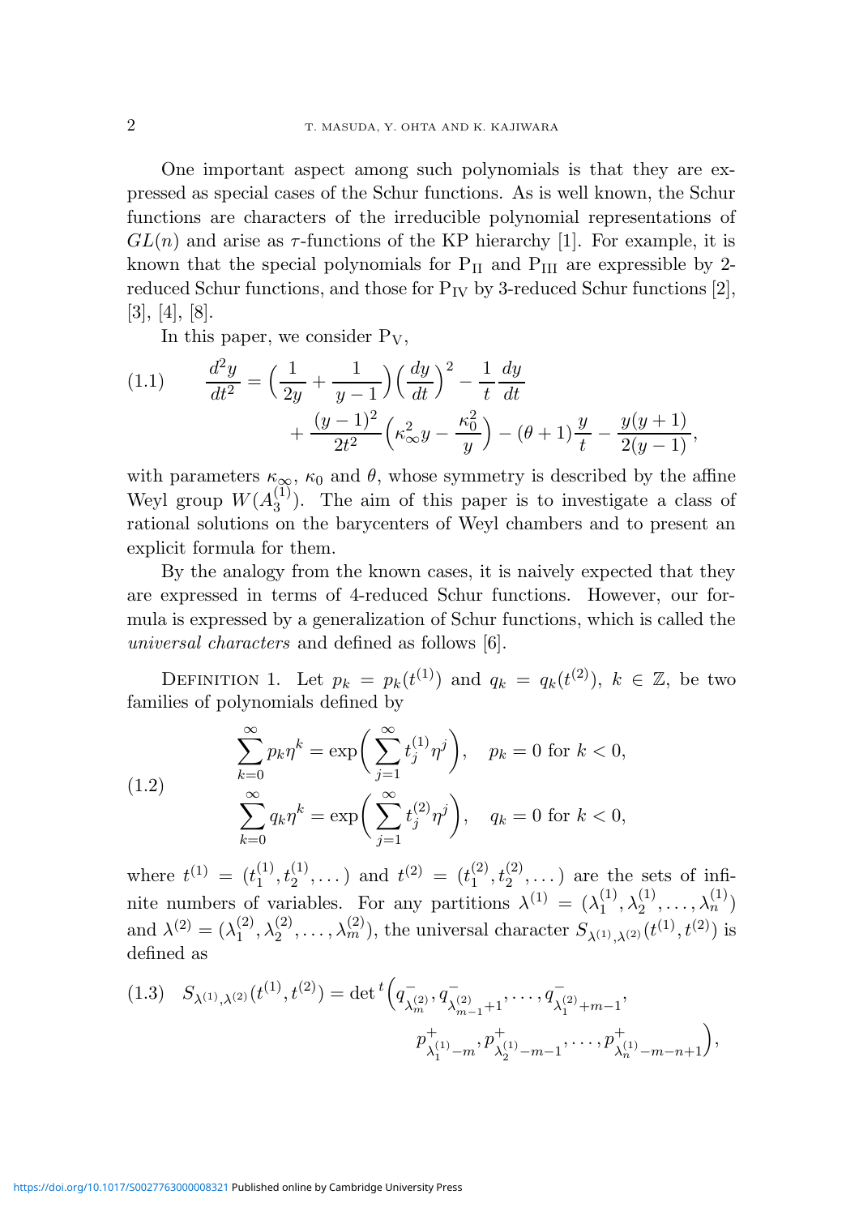One important aspect among such polynomials is that they are expressed as special cases of the Schur functions. As is well known, the Schur functions are characters of the irreducible polynomial representations of $GL(n)$ and arise as $\tau$-functions of the KP hierarchy [1]. For example, it is known that the special polynomials for $P_{II}$ and $P_{III}$ are expressible by 2-reduced Schur functions, and those for $P_{IV}$ by 3-reduced Schur functions [2], [3], [4], [8].

In this paper, we consider $P_V$,

$$
\begin{aligned}
(1.1) \qquad \frac{d^2y}{dt^2} = \Big(\frac{1}{2y} + \frac{1}{y-1}\Big)\Big(\frac{dy}{dt}\Big)^2 - \frac{1}{t}\frac{dy}{dt} \\
+ \frac{(y-1)^2}{2t^2}\Big(\kappa_\infty^2 y - \frac{\kappa_0^2}{y}\Big) - (\theta+1)\frac{y}{t} - \frac{y(y+1)}{2(y-1)},
\end{aligned}
$$

with parameters $\kappa_\infty$, $\kappa_0$ and $\theta$, whose symmetry is described by the affine Weyl group $W(A_3^{(1)})$. The aim of this paper is to investigate a class of rational solutions on the barycenters of Weyl chambers and to present an explicit formula for them.

By the analogy from the known cases, it is naively expected that they are expressed in terms of 4-reduced Schur functions. However, our formula is expressed by a generalization of Schur functions, which is called the *universal characters* and defined as follows [6].

Definition 1. Let $p_k = p_k(t^{(1)})$ and $q_k = q_k(t^{(2)})$, $k \in \mathbb{Z}$, be two families of polynomials defined by

$$
(1.2) \qquad
\begin{aligned}
\sum_{k=0}^{\infty} p_k \eta^k &= \exp\Big(\sum_{j=1}^{\infty} t_j^{(1)} \eta^j\Big), \quad p_k = 0 \text{ for } k < 0, \\
\sum_{k=0}^{\infty} q_k \eta^k &= \exp\Big(\sum_{j=1}^{\infty} t_j^{(2)} \eta^j\Big), \quad q_k = 0 \text{ for } k < 0,
\end{aligned}
$$

where $t^{(1)} = (t_1^{(1)}, t_2^{(1)}, \dots)$ and $t^{(2)} = (t_1^{(2)}, t_2^{(2)}, \dots)$ are the sets of infinite numbers of variables. For any partitions $\lambda^{(1)} = (\lambda_1^{(1)}, \lambda_2^{(1)}, \dots, \lambda_n^{(1)})$ and $\lambda^{(2)} = (\lambda_1^{(2)}, \lambda_2^{(2)}, \dots, \lambda_m^{(2)})$, the universal character $S_{\lambda^{(1)},\lambda^{(2)}}(t^{(1)}, t^{(2)})$ is defined as

$$
\begin{aligned}
(1.3) \quad S_{\lambda^{(1)},\lambda^{(2)}}(t^{(1)}, t^{(2)}) = \det{}^t\Big(q^-_{\lambda_m^{(2)}}, q^-_{\lambda_{m-1}^{(2)}+1}, \dots, q^-_{\lambda_1^{(2)}+m-1}, \\
p^+_{\lambda_1^{(1)}-m}, p^+_{\lambda_2^{(1)}-m-1}, \dots, p^+_{\lambda_n^{(1)}-m-n+1}\Big),
\end{aligned}
$$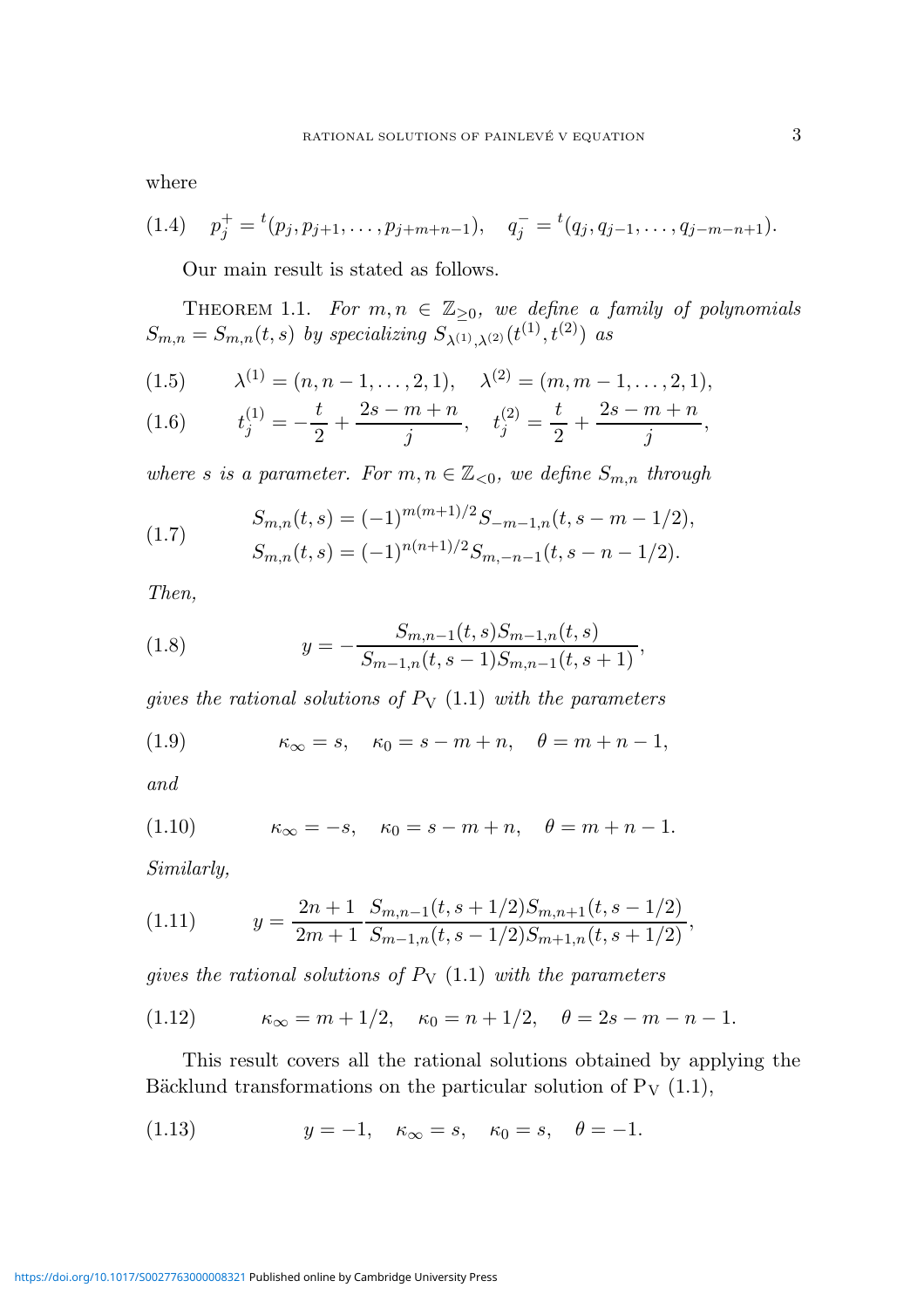where

$$p_j^+ = {}^t(p_j, p_{j+1}, \ldots, p_{j+m+n-1}), \quad q_j^- = {}^t(q_j, q_{j-1}, \ldots, q_{j-m-n+1}). \tag{1.4}$$

Our main result is stated as follows.

THEOREM 1.1. *For $m, n \in \mathbb{Z}_{\geq 0}$, we define a family of polynomials $S_{m,n} = S_{m,n}(t, s)$ by specializing $S_{\lambda^{(1)},\lambda^{(2)}}(t^{(1)}, t^{(2)})$ as*

$$\lambda^{(1)} = (n, n-1, \ldots, 2, 1), \quad \lambda^{(2)} = (m, m-1, \ldots, 2, 1), \tag{1.5}$$

$$t_j^{(1)} = -\frac{t}{2} + \frac{2s - m + n}{j}, \quad t_j^{(2)} = \frac{t}{2} + \frac{2s - m + n}{j}, \tag{1.6}$$

*where $s$ is a parameter. For $m, n \in \mathbb{Z}_{<0}$, we define $S_{m,n}$ through*

$$\begin{aligned} S_{m,n}(t,s) &= (-1)^{m(m+1)/2} S_{-m-1,n}(t, s - m - 1/2), \\ S_{m,n}(t,s) &= (-1)^{n(n+1)/2} S_{m,-n-1}(t, s - n - 1/2). \end{aligned} \tag{1.7}$$

*Then,*

$$y = -\frac{S_{m,n-1}(t,s) S_{m-1,n}(t,s)}{S_{m-1,n}(t, s-1) S_{m,n-1}(t, s+1)}, \tag{1.8}$$

*gives the rational solutions of $\mathrm{P_V}$ (1.1) with the parameters*

$$\kappa_\infty = s, \quad \kappa_0 = s - m + n, \quad \theta = m + n - 1, \tag{1.9}$$

*and*

$$\kappa_\infty = -s, \quad \kappa_0 = s - m + n, \quad \theta = m + n - 1. \tag{1.10}$$

*Similarly,*

$$y = \frac{2n+1}{2m+1} \frac{S_{m,n-1}(t, s+1/2) S_{m,n+1}(t, s-1/2)}{S_{m-1,n}(t, s-1/2) S_{m+1,n}(t, s+1/2)}, \tag{1.11}$$

*gives the rational solutions of $\mathrm{P_V}$ (1.1) with the parameters*

$$\kappa_\infty = m + 1/2, \quad \kappa_0 = n + 1/2, \quad \theta = 2s - m - n - 1. \tag{1.12}$$

This result covers all the rational solutions obtained by applying the Bäcklund transformations on the particular solution of $\mathrm{P_V}$ (1.1),

$$y = -1, \quad \kappa_\infty = s, \quad \kappa_0 = s, \quad \theta = -1. \tag{1.13}$$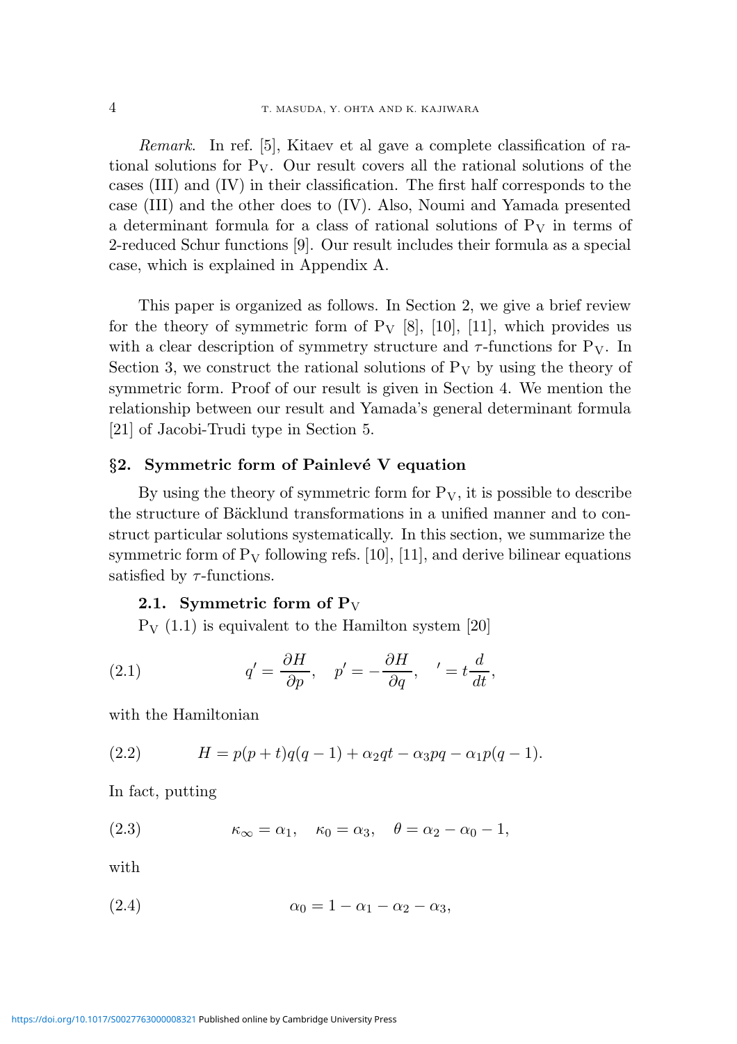*Remark.* In ref. [5], Kitaev et al gave a complete classification of rational solutions for $\mathrm{P_V}$. Our result covers all the rational solutions of the cases (III) and (IV) in their classification. The first half corresponds to the case (III) and the other does to (IV). Also, Noumi and Yamada presented a determinant formula for a class of rational solutions of $\mathrm{P_V}$ in terms of 2-reduced Schur functions [9]. Our result includes their formula as a special case, which is explained in Appendix A.

This paper is organized as follows. In Section 2, we give a brief review for the theory of symmetric form of $\mathrm{P_V}$ [8], [10], [11], which provides us with a clear description of symmetry structure and $\tau$-functions for $\mathrm{P_V}$. In Section 3, we construct the rational solutions of $\mathrm{P_V}$ by using the theory of symmetric form. Proof of our result is given in Section 4. We mention the relationship between our result and Yamada's general determinant formula [21] of Jacobi-Trudi type in Section 5.

## §2. Symmetric form of Painlevé V equation

By using the theory of symmetric form for $\mathrm{P_V}$, it is possible to describe the structure of Bäcklund transformations in a unified manner and to construct particular solutions systematically. In this section, we summarize the symmetric form of $\mathrm{P_V}$ following refs. [10], [11], and derive bilinear equations satisfied by $\tau$-functions.

### 2.1. Symmetric form of $\mathrm{P_V}$

$\mathrm{P_V}$ (1.1) is equivalent to the Hamilton system [20]

$$q' = \frac{\partial H}{\partial p}, \quad p' = -\frac{\partial H}{\partial q}, \quad ' = t\frac{d}{dt}, \tag{2.1}$$

with the Hamiltonian

$$H = p(p+t)q(q-1) + \alpha_2 qt - \alpha_3 pq - \alpha_1 p(q-1). \tag{2.2}$$

In fact, putting

$$\kappa_\infty = \alpha_1, \quad \kappa_0 = \alpha_3, \quad \theta = \alpha_2 - \alpha_0 - 1, \tag{2.3}$$

with

$$\alpha_0 = 1 - \alpha_1 - \alpha_2 - \alpha_3, \tag{2.4}$$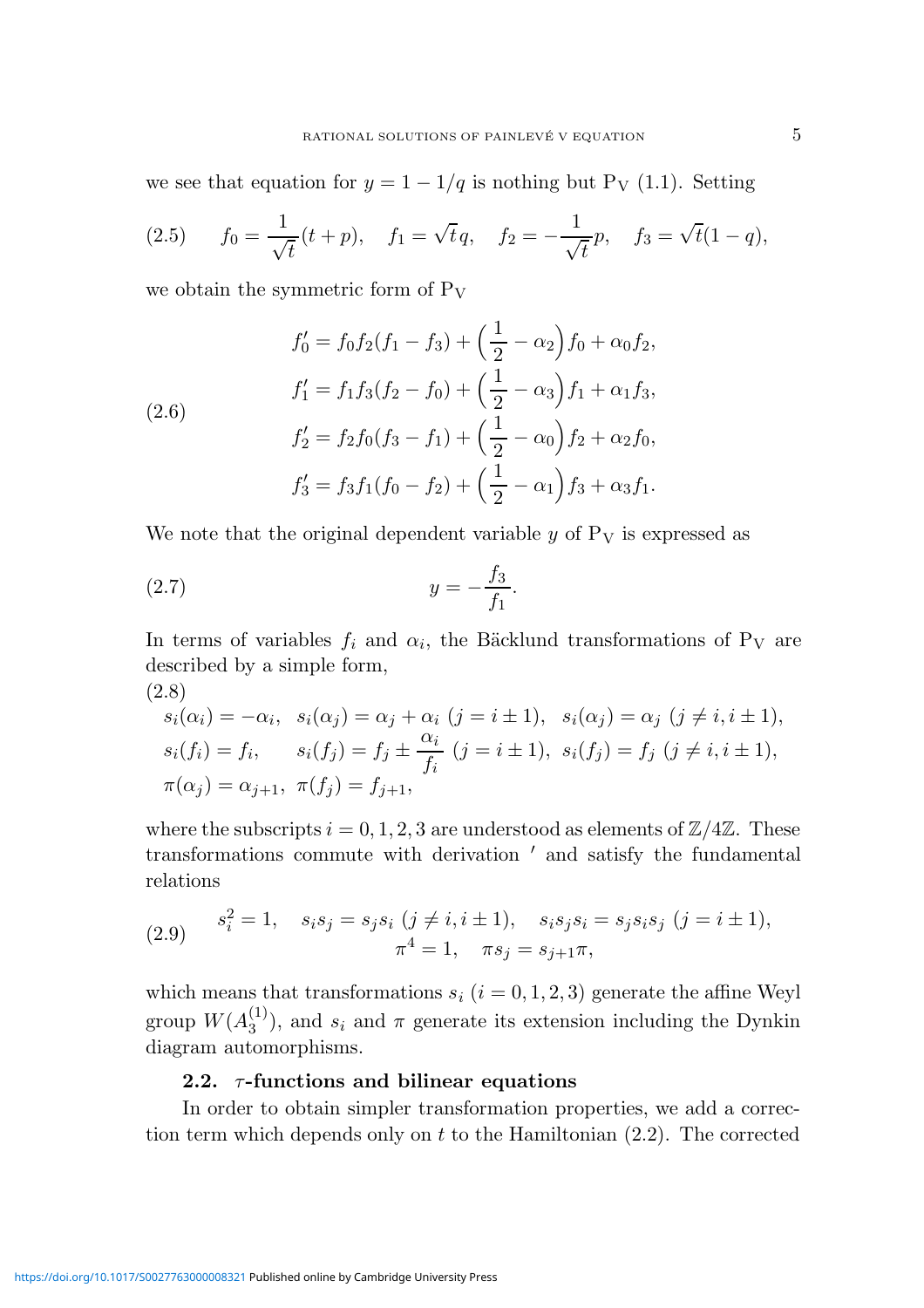we see that equation for $y = 1 - 1/q$ is nothing but $\mathrm{P_V}$ (1.1). Setting

$$f_0 = \frac{1}{\sqrt{t}}(t+p), \quad f_1 = \sqrt{t}\,q, \quad f_2 = -\frac{1}{\sqrt{t}}p, \quad f_3 = \sqrt{t}(1-q), \tag{2.5}$$

we obtain the symmetric form of $\mathrm{P_V}$

$$\begin{aligned}
f_0' &= f_0 f_2 (f_1 - f_3) + \left(\frac{1}{2} - \alpha_2\right) f_0 + \alpha_0 f_2,\\
f_1' &= f_1 f_3 (f_2 - f_0) + \left(\frac{1}{2} - \alpha_3\right) f_1 + \alpha_1 f_3,\\
f_2' &= f_2 f_0 (f_3 - f_1) + \left(\frac{1}{2} - \alpha_0\right) f_2 + \alpha_2 f_0,\\
f_3' &= f_3 f_1 (f_0 - f_2) + \left(\frac{1}{2} - \alpha_1\right) f_3 + \alpha_3 f_1.
\end{aligned} \tag{2.6}$$

We note that the original dependent variable $y$ of $\mathrm{P_V}$ is expressed as

$$y = -\frac{f_3}{f_1}. \tag{2.7}$$

In terms of variables $f_i$ and $\alpha_i$, the Bäcklund transformations of $\mathrm{P_V}$ are described by a simple form,

$$\begin{aligned}
&s_i(\alpha_i) = -\alpha_i, \ \ s_i(\alpha_j) = \alpha_j + \alpha_i \ (j = i \pm 1), \ \ s_i(\alpha_j) = \alpha_j \ (j \neq i, i \pm 1),\\
&s_i(f_i) = f_i, \qquad s_i(f_j) = f_j \pm \frac{\alpha_i}{f_i} \ (j = i \pm 1), \ \ s_i(f_j) = f_j \ (j \neq i, i \pm 1),\\
&\pi(\alpha_j) = \alpha_{j+1}, \ \ \pi(f_j) = f_{j+1},
\end{aligned} \tag{2.8}$$

where the subscripts $i = 0, 1, 2, 3$ are understood as elements of $\mathbb{Z}/4\mathbb{Z}$. These transformations commute with derivation $'$ and satisfy the fundamental relations

$$\begin{gathered}
s_i^2 = 1, \quad s_i s_j = s_j s_i \ (j \neq i, i \pm 1), \quad s_i s_j s_i = s_j s_i s_j \ (j = i \pm 1),\\
\pi^4 = 1, \quad \pi s_j = s_{j+1} \pi,
\end{gathered} \tag{2.9}$$

which means that transformations $s_i$ $(i = 0, 1, 2, 3)$ generate the affine Weyl group $W(A_3^{(1)})$, and $s_i$ and $\pi$ generate its extension including the Dynkin diagram automorphisms.

### 2.2. $\tau$-functions and bilinear equations

In order to obtain simpler transformation properties, we add a correction term which depends only on $t$ to the Hamiltonian (2.2). The corrected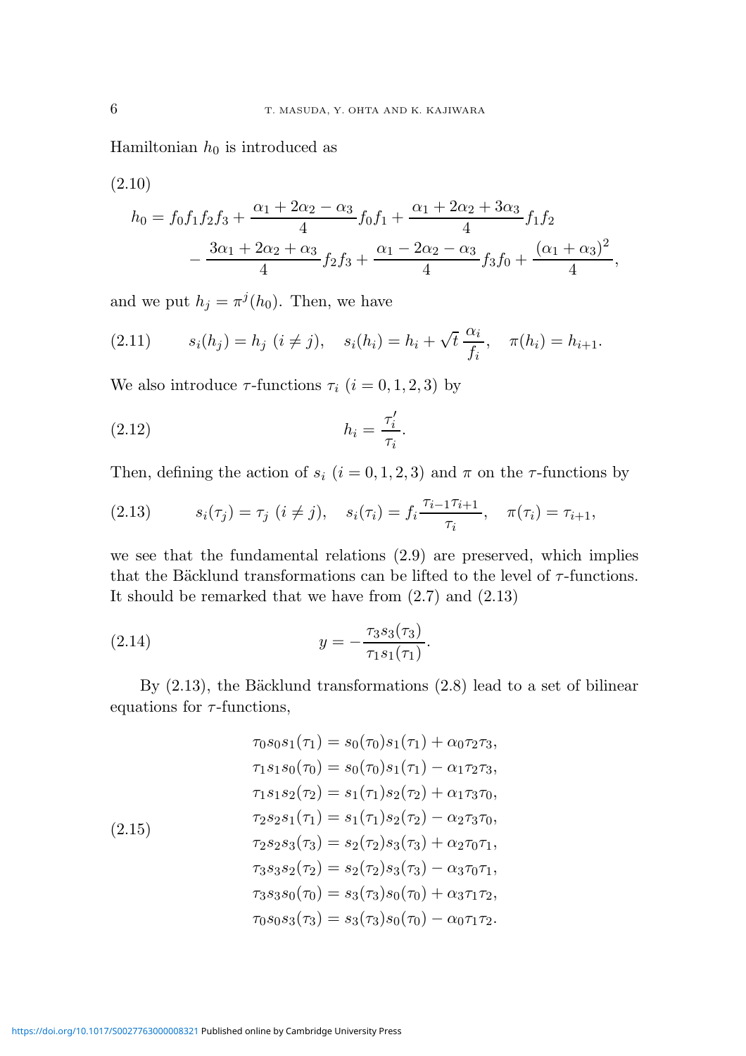Hamiltonian $h_0$ is introduced as

$$
h_0 = f_0 f_1 f_2 f_3 + \frac{\alpha_1 + 2\alpha_2 - \alpha_3}{4} f_0 f_1 + \frac{\alpha_1 + 2\alpha_2 + 3\alpha_3}{4} f_1 f_2 - \frac{3\alpha_1 + 2\alpha_2 + \alpha_3}{4} f_2 f_3 + \frac{\alpha_1 - 2\alpha_2 - \alpha_3}{4} f_3 f_0 + \frac{(\alpha_1 + \alpha_3)^2}{4}, \tag{2.10}
$$

and we put $h_j = \pi^j(h_0)$. Then, we have

$$
s_i(h_j) = h_j \ (i \neq j), \quad s_i(h_i) = h_i + \sqrt{t}\, \frac{\alpha_i}{f_i}, \quad \pi(h_i) = h_{i+1}. \tag{2.11}
$$

We also introduce $\tau$-functions $\tau_i$ $(i = 0, 1, 2, 3)$ by

$$
h_i = \frac{\tau_i'}{\tau_i}. \tag{2.12}
$$

Then, defining the action of $s_i$ $(i = 0, 1, 2, 3)$ and $\pi$ on the $\tau$-functions by

$$
s_i(\tau_j) = \tau_j \ (i \neq j), \quad s_i(\tau_i) = f_i \frac{\tau_{i-1}\tau_{i+1}}{\tau_i}, \quad \pi(\tau_i) = \tau_{i+1}, \tag{2.13}
$$

we see that the fundamental relations (2.9) are preserved, which implies that the Bäcklund transformations can be lifted to the level of $\tau$-functions. It should be remarked that we have from (2.7) and (2.13)

$$
y = -\frac{\tau_3 s_3(\tau_3)}{\tau_1 s_1(\tau_1)}. \tag{2.14}
$$

By (2.13), the Bäcklund transformations (2.8) lead to a set of bilinear equations for $\tau$-functions,

$$
\begin{aligned}
\tau_0 s_0 s_1(\tau_1) &= s_0(\tau_0) s_1(\tau_1) + \alpha_0 \tau_2 \tau_3, \\
\tau_1 s_1 s_0(\tau_0) &= s_0(\tau_0) s_1(\tau_1) - \alpha_1 \tau_2 \tau_3, \\
\tau_1 s_1 s_2(\tau_2) &= s_1(\tau_1) s_2(\tau_2) + \alpha_1 \tau_3 \tau_0, \\
\tau_2 s_2 s_1(\tau_1) &= s_1(\tau_1) s_2(\tau_2) - \alpha_2 \tau_3 \tau_0, \\
\tau_2 s_2 s_3(\tau_3) &= s_2(\tau_2) s_3(\tau_3) + \alpha_2 \tau_0 \tau_1, \\
\tau_3 s_3 s_2(\tau_2) &= s_2(\tau_2) s_3(\tau_3) - \alpha_3 \tau_0 \tau_1, \\
\tau_3 s_3 s_0(\tau_0) &= s_3(\tau_3) s_0(\tau_0) + \alpha_3 \tau_1 \tau_2, \\
\tau_0 s_0 s_3(\tau_3) &= s_3(\tau_3) s_0(\tau_0) - \alpha_0 \tau_1 \tau_2.
\end{aligned} \tag{2.15}
$$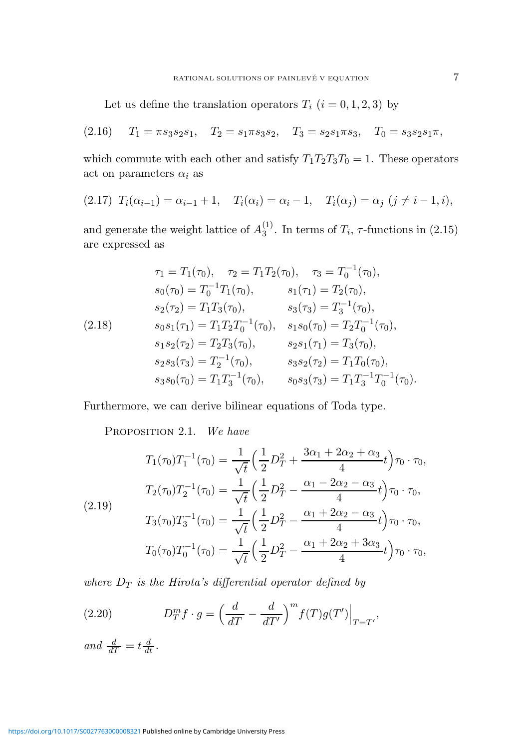Let us define the translation operators $T_i$ $(i = 0, 1, 2, 3)$ by

$$T_1 = \pi s_3 s_2 s_1, \quad T_2 = s_1 \pi s_3 s_2, \quad T_3 = s_2 s_1 \pi s_3, \quad T_0 = s_3 s_2 s_1 \pi, \tag{2.16}$$

which commute with each other and satisfy $T_1 T_2 T_3 T_0 = 1$. These operators act on parameters $\alpha_i$ as

$$T_i(\alpha_{i-1}) = \alpha_{i-1} + 1, \quad T_i(\alpha_i) = \alpha_i - 1, \quad T_i(\alpha_j) = \alpha_j \ (j \neq i-1, i), \tag{2.17}$$

and generate the weight lattice of $A_3^{(1)}$. In terms of $T_i$, $\tau$-functions in (2.15) are expressed as

$$\begin{aligned}
&\tau_1 = T_1(\tau_0), \quad \tau_2 = T_1 T_2(\tau_0), \quad \tau_3 = T_0^{-1}(\tau_0), \\
&s_0(\tau_0) = T_0^{-1} T_1(\tau_0), \qquad s_1(\tau_1) = T_2(\tau_0), \\
&s_2(\tau_2) = T_1 T_3(\tau_0), \qquad s_3(\tau_3) = T_3^{-1}(\tau_0), \\
&s_0 s_1(\tau_1) = T_1 T_2 T_0^{-1}(\tau_0), \quad s_1 s_0(\tau_0) = T_2 T_0^{-1}(\tau_0), \\
&s_1 s_2(\tau_2) = T_2 T_3(\tau_0), \qquad s_2 s_1(\tau_1) = T_3(\tau_0), \\
&s_2 s_3(\tau_3) = T_2^{-1}(\tau_0), \qquad s_3 s_2(\tau_2) = T_1 T_0(\tau_0), \\
&s_3 s_0(\tau_0) = T_1 T_3^{-1}(\tau_0), \qquad s_0 s_3(\tau_3) = T_1 T_3^{-1} T_0^{-1}(\tau_0).
\end{aligned} \tag{2.18}$$

Furthermore, we can derive bilinear equations of Toda type.

**Proposition 2.1.** *We have*

$$\begin{aligned}
T_1(\tau_0) T_1^{-1}(\tau_0) &= \frac{1}{\sqrt{t}} \Big( \frac{1}{2} D_T^2 + \frac{3\alpha_1 + 2\alpha_2 + \alpha_3}{4} t \Big) \tau_0 \cdot \tau_0, \\
T_2(\tau_0) T_2^{-1}(\tau_0) &= \frac{1}{\sqrt{t}} \Big( \frac{1}{2} D_T^2 - \frac{\alpha_1 - 2\alpha_2 - \alpha_3}{4} t \Big) \tau_0 \cdot \tau_0, \\
T_3(\tau_0) T_3^{-1}(\tau_0) &= \frac{1}{\sqrt{t}} \Big( \frac{1}{2} D_T^2 - \frac{\alpha_1 + 2\alpha_2 - \alpha_3}{4} t \Big) \tau_0 \cdot \tau_0, \\
T_0(\tau_0) T_0^{-1}(\tau_0) &= \frac{1}{\sqrt{t}} \Big( \frac{1}{2} D_T^2 - \frac{\alpha_1 + 2\alpha_2 + 3\alpha_3}{4} t \Big) \tau_0 \cdot \tau_0,
\end{aligned} \tag{2.19}$$

*where $D_T$ is the Hirota's differential operator defined by*

$$D_T^m f \cdot g = \Big( \frac{d}{dT} - \frac{d}{dT'} \Big)^m f(T) g(T') \Big|_{T=T'}, \tag{2.20}$$

*and* $\frac{d}{dT} = t \frac{d}{dt}$.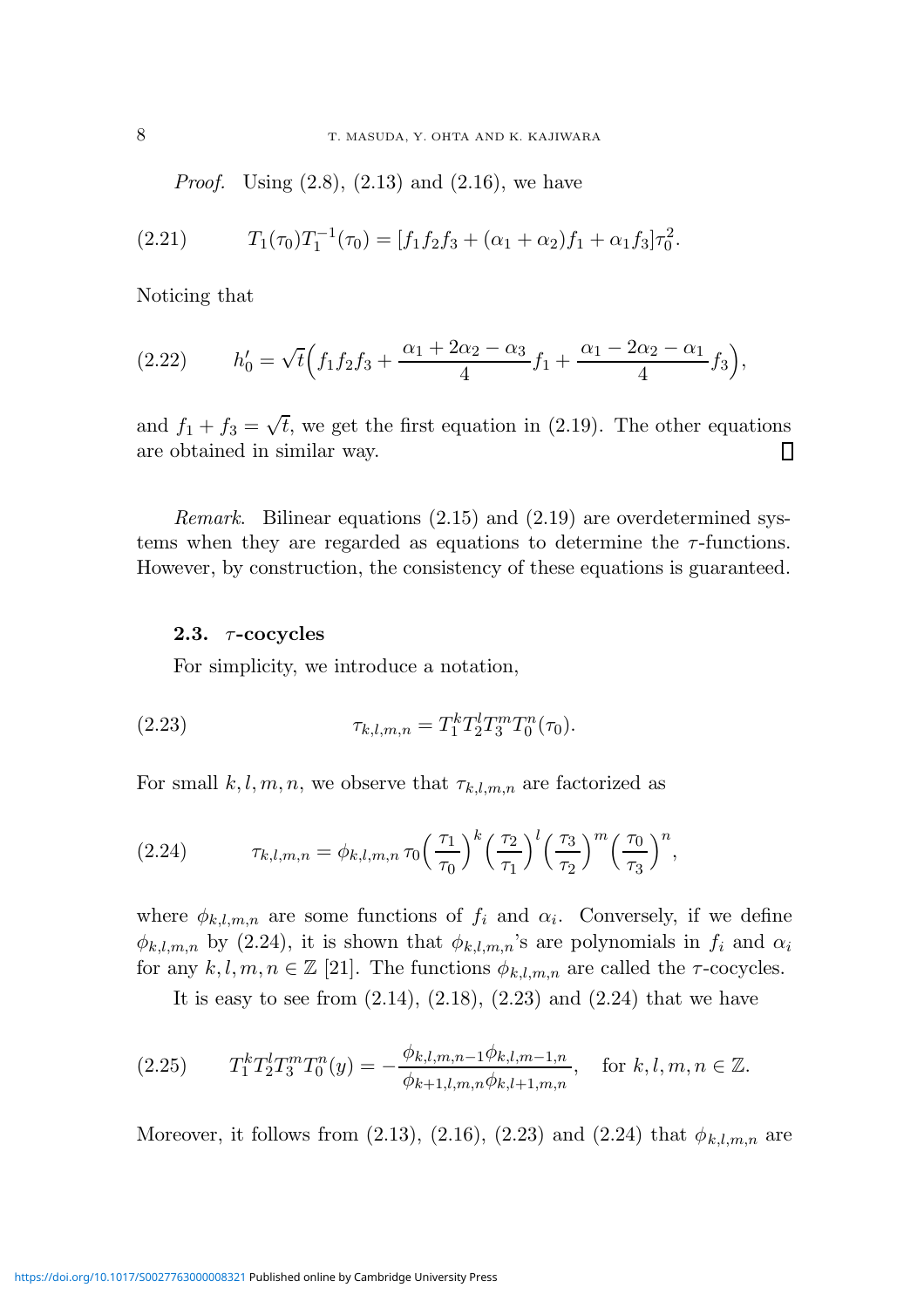*Proof.* Using (2.8), (2.13) and (2.16), we have

$$T_1(\tau_0)T_1^{-1}(\tau_0) = [f_1f_2f_3 + (\alpha_1+\alpha_2)f_1 + \alpha_1 f_3]\tau_0^2. \tag{2.21}$$

Noticing that

$$h_0' = \sqrt{t}\Big(f_1f_2f_3 + \frac{\alpha_1+2\alpha_2-\alpha_3}{4}f_1 + \frac{\alpha_1-2\alpha_2-\alpha_1}{4}f_3\Big), \tag{2.22}$$

and $f_1+f_3=\sqrt{t}$, we get the first equation in (2.19). The other equations are obtained in similar way. $\square$

*Remark.* Bilinear equations (2.15) and (2.19) are overdetermined systems when they are regarded as equations to determine the $\tau$-functions. However, by construction, the consistency of these equations is guaranteed.

### 2.3. $\tau$-cocycles

For simplicity, we introduce a notation,

$$\tau_{k,l,m,n} = T_1^kT_2^lT_3^mT_0^n(\tau_0). \tag{2.23}$$

For small $k,l,m,n$, we observe that $\tau_{k,l,m,n}$ are factorized as

$$\tau_{k,l,m,n} = \phi_{k,l,m,n}\,\tau_0\Big(\frac{\tau_1}{\tau_0}\Big)^k\Big(\frac{\tau_2}{\tau_1}\Big)^l\Big(\frac{\tau_3}{\tau_2}\Big)^m\Big(\frac{\tau_0}{\tau_3}\Big)^n, \tag{2.24}$$

where $\phi_{k,l,m,n}$ are some functions of $f_i$ and $\alpha_i$. Conversely, if we define $\phi_{k,l,m,n}$ by (2.24), it is shown that $\phi_{k,l,m,n}$'s are polynomials in $f_i$ and $\alpha_i$ for any $k,l,m,n\in\mathbb{Z}$ [21]. The functions $\phi_{k,l,m,n}$ are called the $\tau$-cocycles.

It is easy to see from (2.14), (2.18), (2.23) and (2.24) that we have

$$T_1^kT_2^lT_3^mT_0^n(y) = -\frac{\phi_{k,l,m,n-1}\phi_{k,l,m-1,n}}{\phi_{k+1,l,m,n}\phi_{k,l+1,m,n}}, \quad \text{for } k,l,m,n\in\mathbb{Z}. \tag{2.25}$$

Moreover, it follows from (2.13), (2.16), (2.23) and (2.24) that $\phi_{k,l,m,n}$ are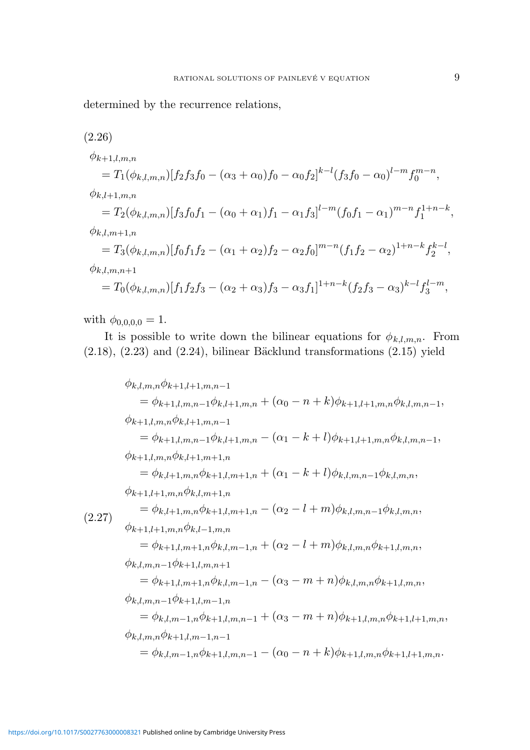determined by the recurrence relations,

$$
\tag{2.26}
\begin{aligned}
&\phi_{k+1,l,m,n} \\
&\quad = T_1(\phi_{k,l,m,n})[f_2 f_3 f_0 - (\alpha_3+\alpha_0) f_0 - \alpha_0 f_2]^{k-l} (f_3 f_0 - \alpha_0)^{l-m} f_0^{m-n}, \\
&\phi_{k,l+1,m,n} \\
&\quad = T_2(\phi_{k,l,m,n})[f_3 f_0 f_1 - (\alpha_0+\alpha_1) f_1 - \alpha_1 f_3]^{l-m} (f_0 f_1 - \alpha_1)^{m-n} f_1^{1+n-k}, \\
&\phi_{k,l,m+1,n} \\
&\quad = T_3(\phi_{k,l,m,n})[f_0 f_1 f_2 - (\alpha_1+\alpha_2) f_2 - \alpha_2 f_0]^{m-n} (f_1 f_2 - \alpha_2)^{1+n-k} f_2^{k-l}, \\
&\phi_{k,l,m,n+1} \\
&\quad = T_0(\phi_{k,l,m,n})[f_1 f_2 f_3 - (\alpha_2+\alpha_3) f_3 - \alpha_3 f_1]^{1+n-k} (f_2 f_3 - \alpha_3)^{k-l} f_3^{l-m},
\end{aligned}
$$

with $\phi_{0,0,0,0} = 1$.

It is possible to write down the bilinear equations for $\phi_{k,l,m,n}$. From (2.18), (2.23) and (2.24), bilinear Bäcklund transformations (2.15) yield

$$
\tag{2.27}
\begin{aligned}
&\phi_{k,l,m,n}\phi_{k+1,l+1,m,n-1} \\
&\quad = \phi_{k+1,l,m,n-1}\phi_{k,l+1,m,n} + (\alpha_0 - n + k)\phi_{k+1,l+1,m,n}\phi_{k,l,m,n-1}, \\
&\phi_{k+1,l,m,n}\phi_{k,l+1,m,n-1} \\
&\quad = \phi_{k+1,l,m,n-1}\phi_{k,l+1,m,n} - (\alpha_1 - k + l)\phi_{k+1,l+1,m,n}\phi_{k,l,m,n-1}, \\
&\phi_{k+1,l,m,n}\phi_{k,l+1,m+1,n} \\
&\quad = \phi_{k,l+1,m,n}\phi_{k+1,l,m+1,n} + (\alpha_1 - k + l)\phi_{k,l,m,n-1}\phi_{k,l,m,n}, \\
&\phi_{k+1,l+1,m,n}\phi_{k,l,m+1,n} \\
&\quad = \phi_{k,l+1,m,n}\phi_{k+1,l,m+1,n} - (\alpha_2 - l + m)\phi_{k,l,m,n-1}\phi_{k,l,m,n}, \\
&\phi_{k+1,l+1,m,n}\phi_{k,l-1,m,n} \\
&\quad = \phi_{k+1,l,m+1,n}\phi_{k,l,m-1,n} + (\alpha_2 - l + m)\phi_{k,l,m,n}\phi_{k+1,l,m,n}, \\
&\phi_{k,l,m,n-1}\phi_{k+1,l,m,n+1} \\
&\quad = \phi_{k+1,l,m+1,n}\phi_{k,l,m-1,n} - (\alpha_3 - m + n)\phi_{k,l,m,n}\phi_{k+1,l,m,n}, \\
&\phi_{k,l,m,n-1}\phi_{k+1,l,m-1,n} \\
&\quad = \phi_{k,l,m-1,n}\phi_{k+1,l,m,n-1} + (\alpha_3 - m + n)\phi_{k+1,l,m,n}\phi_{k+1,l+1,m,n}, \\
&\phi_{k,l,m,n}\phi_{k+1,l,m-1,n-1} \\
&\quad = \phi_{k,l,m-1,n}\phi_{k+1,l,m,n-1} - (\alpha_0 - n + k)\phi_{k+1,l,m,n}\phi_{k+1,l+1,m,n}.
\end{aligned}
$$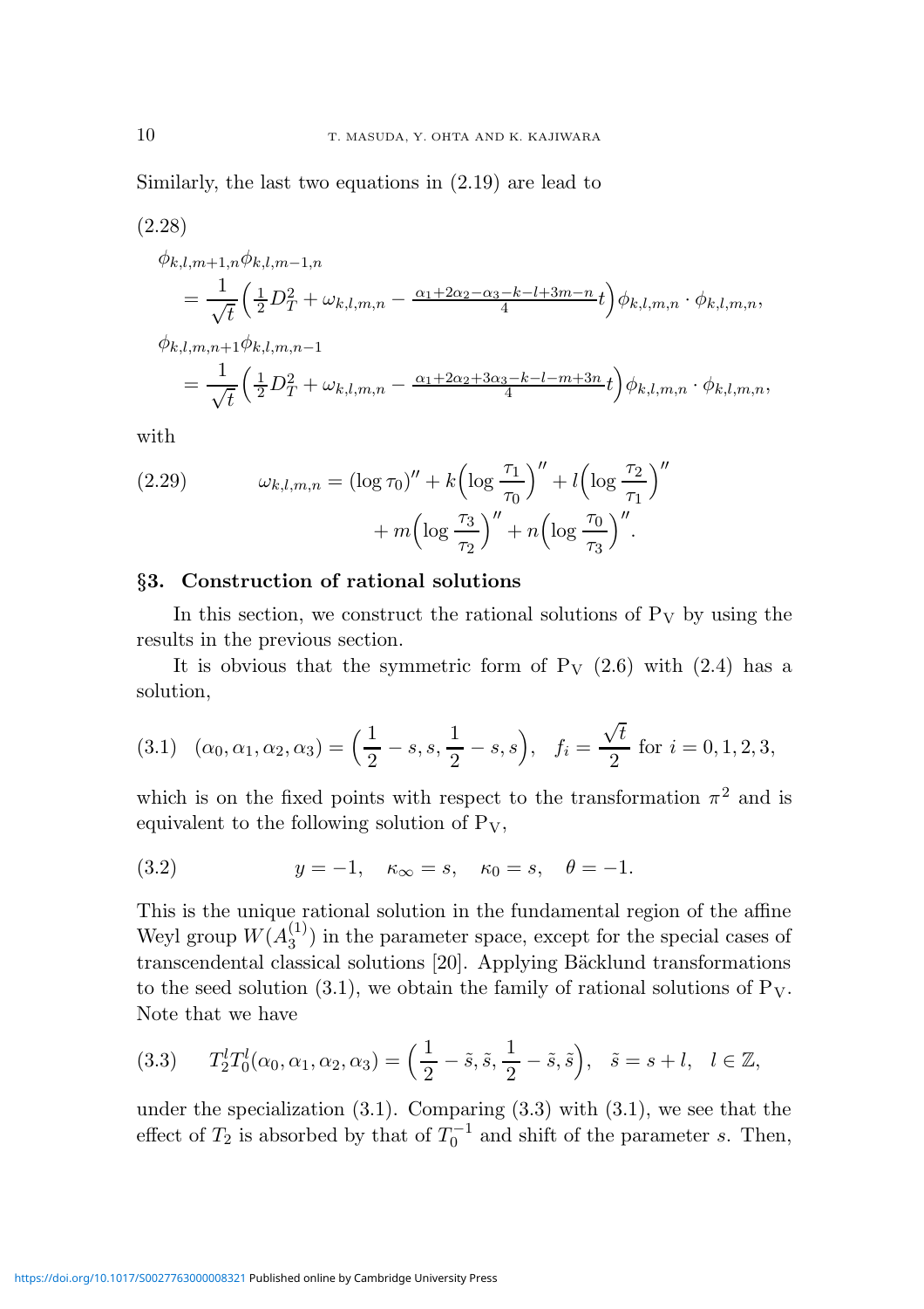Similarly, the last two equations in (2.19) are lead to

$$
\begin{aligned}
&\phi_{k,l,m+1,n}\phi_{k,l,m-1,n} \\
&\quad = \frac{1}{\sqrt{t}}\Big(\tfrac{1}{2}D_T^2 + \omega_{k,l,m,n} - \tfrac{\alpha_1+2\alpha_2-\alpha_3-k-l+3m-n}{4}t\Big)\phi_{k,l,m,n}\cdot\phi_{k,l,m,n}, \\
&\phi_{k,l,m,n+1}\phi_{k,l,m,n-1} \\
&\quad = \frac{1}{\sqrt{t}}\Big(\tfrac{1}{2}D_T^2 + \omega_{k,l,m,n} - \tfrac{\alpha_1+2\alpha_2+3\alpha_3-k-l-m+3n}{4}t\Big)\phi_{k,l,m,n}\cdot\phi_{k,l,m,n},
\end{aligned}
\tag{2.28}
$$

with

$$
\begin{aligned}
\omega_{k,l,m,n} = (\log\tau_0)'' + k\Big(\log\frac{\tau_1}{\tau_0}\Big)'' + l\Big(\log\frac{\tau_2}{\tau_1}\Big)'' \\
+ m\Big(\log\frac{\tau_3}{\tau_2}\Big)'' + n\Big(\log\frac{\tau_0}{\tau_3}\Big)''.
\end{aligned}
\tag{2.29}
$$

## §3. Construction of rational solutions

In this section, we construct the rational solutions of $\mathrm{P_V}$ by using the results in the previous section.

It is obvious that the symmetric form of $\mathrm{P_V}$ (2.6) with (2.4) has a solution,

$$
(\alpha_0,\alpha_1,\alpha_2,\alpha_3) = \Big(\frac{1}{2}-s, s, \frac{1}{2}-s, s\Big), \quad f_i = \frac{\sqrt{t}}{2} \text{ for } i = 0,1,2,3,
\tag{3.1}
$$

which is on the fixed points with respect to the transformation $\pi^2$ and is equivalent to the following solution of $\mathrm{P_V}$,

$$
y = -1, \quad \kappa_\infty = s, \quad \kappa_0 = s, \quad \theta = -1.
\tag{3.2}
$$

This is the unique rational solution in the fundamental region of the affine Weyl group $W(A_3^{(1)})$ in the parameter space, except for the special cases of transcendental classical solutions [20]. Applying Bäcklund transformations to the seed solution (3.1), we obtain the family of rational solutions of $\mathrm{P_V}$. Note that we have

$$
T_2^l T_0^l(\alpha_0,\alpha_1,\alpha_2,\alpha_3) = \Big(\frac{1}{2}-\tilde{s}, \tilde{s}, \frac{1}{2}-\tilde{s}, \tilde{s}\Big), \quad \tilde{s} = s + l, \quad l \in \mathbb{Z},
\tag{3.3}
$$

under the specialization (3.1). Comparing (3.3) with (3.1), we see that the effect of $T_2$ is absorbed by that of $T_0^{-1}$ and shift of the parameter $s$. Then,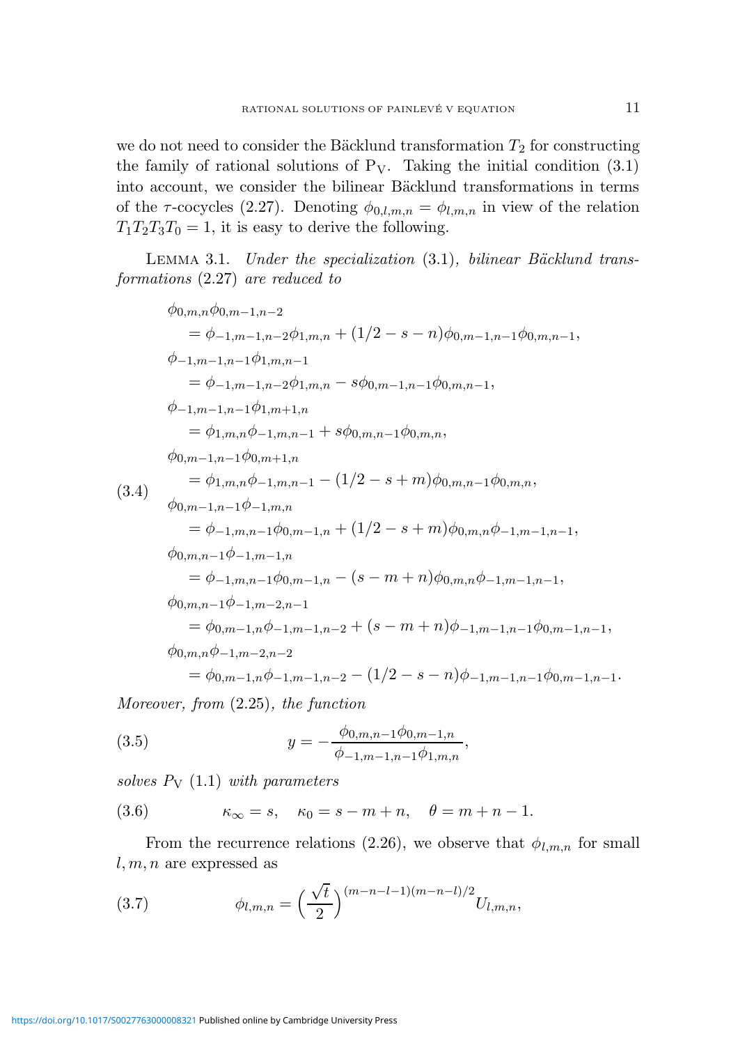we do not need to consider the Bäcklund transformation $T_2$ for constructing the family of rational solutions of $\mathrm{P_V}$. Taking the initial condition (3.1) into account, we consider the bilinear Bäcklund transformations in terms of the $\tau$-cocycles (2.27). Denoting $\phi_{0,l,m,n} = \phi_{l,m,n}$ in view of the relation $T_1T_2T_3T_0 = 1$, it is easy to derive the following.

Lemma 3.1. *Under the specialization* (3.1), *bilinear Bäcklund transformations* (2.27) *are reduced to*

$$
\begin{aligned}
&\phi_{0,m,n}\phi_{0,m-1,n-2} \\
&\quad = \phi_{-1,m-1,n-2}\phi_{1,m,n} + (1/2 - s - n)\phi_{0,m-1,n-1}\phi_{0,m,n-1}, \\
&\phi_{-1,m-1,n-1}\phi_{1,m,n-1} \\
&\quad = \phi_{-1,m-1,n-2}\phi_{1,m,n} - s\phi_{0,m-1,n-1}\phi_{0,m,n-1}, \\
&\phi_{-1,m-1,n-1}\phi_{1,m+1,n} \\
&\quad = \phi_{1,m,n}\phi_{-1,m,n-1} + s\phi_{0,m,n-1}\phi_{0,m,n}, \\
&\phi_{0,m-1,n-1}\phi_{0,m+1,n} \\
&\quad = \phi_{1,m,n}\phi_{-1,m,n-1} - (1/2 - s + m)\phi_{0,m,n-1}\phi_{0,m,n}, \\
&\phi_{0,m-1,n-1}\phi_{-1,m,n} \\
&\quad = \phi_{-1,m,n-1}\phi_{0,m-1,n} + (1/2 - s + m)\phi_{0,m,n}\phi_{-1,m-1,n-1}, \\
&\phi_{0,m,n-1}\phi_{-1,m-1,n} \\
&\quad = \phi_{-1,m,n-1}\phi_{0,m-1,n} - (s - m + n)\phi_{0,m,n}\phi_{-1,m-1,n-1}, \\
&\phi_{0,m,n-1}\phi_{-1,m-2,n-1} \\
&\quad = \phi_{0,m-1,n}\phi_{-1,m-1,n-2} + (s - m + n)\phi_{-1,m-1,n-1}\phi_{0,m-1,n-1}, \\
&\phi_{0,m,n}\phi_{-1,m-2,n-2} \\
&\quad = \phi_{0,m-1,n}\phi_{-1,m-1,n-2} - (1/2 - s - n)\phi_{-1,m-1,n-1}\phi_{0,m-1,n-1}.
\end{aligned}
\tag{3.4}
$$

*Moreover, from* (2.25), *the function*

$$
y = -\frac{\phi_{0,m,n-1}\phi_{0,m-1,n}}{\phi_{-1,m-1,n-1}\phi_{1,m,n}}, \tag{3.5}
$$

*solves* $P_{\mathrm{V}}$ (1.1) *with parameters*

$$
\kappa_\infty = s, \quad \kappa_0 = s - m + n, \quad \theta = m + n - 1. \tag{3.6}
$$

From the recurrence relations (2.26), we observe that $\phi_{l,m,n}$ for small $l, m, n$ are expressed as

$$
\phi_{l,m,n} = \left(\frac{\sqrt{t}}{2}\right)^{(m-n-l-1)(m-n-l)/2} U_{l,m,n}, \tag{3.7}
$$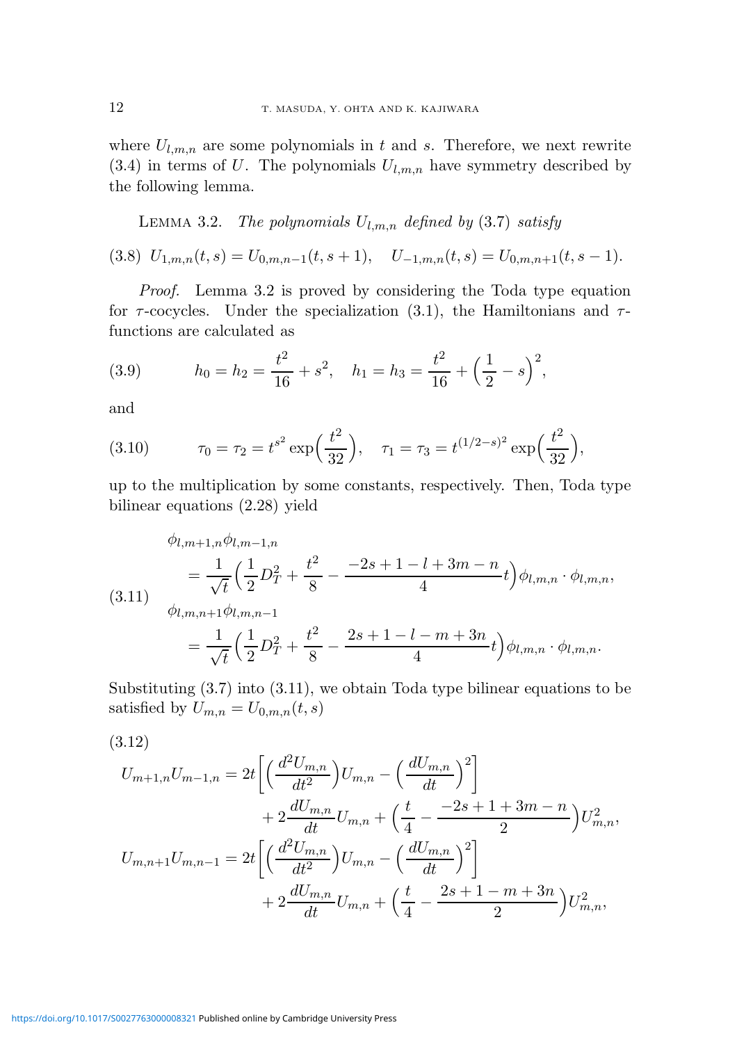where $U_{l,m,n}$ are some polynomials in $t$ and $s$. Therefore, we next rewrite (3.4) in terms of $U$. The polynomials $U_{l,m,n}$ have symmetry described by the following lemma.

Lemma 3.2. *The polynomials $U_{l,m,n}$ defined by* (3.7) *satisfy*

$$U_{1,m,n}(t,s) = U_{0,m,n-1}(t,s+1), \quad U_{-1,m,n}(t,s) = U_{0,m,n+1}(t,s-1). \tag{3.8}$$

*Proof.* Lemma 3.2 is proved by considering the Toda type equation for $\tau$-cocycles. Under the specialization (3.1), the Hamiltonians and $\tau$-functions are calculated as

$$h_0 = h_2 = \frac{t^2}{16} + s^2, \quad h_1 = h_3 = \frac{t^2}{16} + \Big(\frac{1}{2} - s\Big)^2, \tag{3.9}$$

and

$$\tau_0 = \tau_2 = t^{s^2} \exp\Big(\frac{t^2}{32}\Big), \quad \tau_1 = \tau_3 = t^{(1/2-s)^2} \exp\Big(\frac{t^2}{32}\Big), \tag{3.10}$$

up to the multiplication by some constants, respectively. Then, Toda type bilinear equations (2.28) yield

$$\begin{aligned}
&\phi_{l,m+1,n}\phi_{l,m-1,n} \\
&\qquad = \frac{1}{\sqrt{t}}\Big(\frac{1}{2}D_T^2 + \frac{t^2}{8} - \frac{-2s+1-l+3m-n}{4}t\Big)\phi_{l,m,n}\cdot\phi_{l,m,n}, \\
&\phi_{l,m,n+1}\phi_{l,m,n-1} \\
&\qquad = \frac{1}{\sqrt{t}}\Big(\frac{1}{2}D_T^2 + \frac{t^2}{8} - \frac{2s+1-l-m+3n}{4}t\Big)\phi_{l,m,n}\cdot\phi_{l,m,n}.
\end{aligned} \tag{3.11}$$

Substituting (3.7) into (3.11), we obtain Toda type bilinear equations to be satisfied by $U_{m,n} = U_{0,m,n}(t,s)$

$$\begin{aligned}
U_{m+1,n}U_{m-1,n} &= 2t\bigg[\Big(\frac{d^2U_{m,n}}{dt^2}\Big)U_{m,n} - \Big(\frac{dU_{m,n}}{dt}\Big)^2\bigg] \\
&\qquad + 2\frac{dU_{m,n}}{dt}U_{m,n} + \Big(\frac{t}{4} - \frac{-2s+1+3m-n}{2}\Big)U_{m,n}^2, \\
U_{m,n+1}U_{m,n-1} &= 2t\bigg[\Big(\frac{d^2U_{m,n}}{dt^2}\Big)U_{m,n} - \Big(\frac{dU_{m,n}}{dt}\Big)^2\bigg] \\
&\qquad + 2\frac{dU_{m,n}}{dt}U_{m,n} + \Big(\frac{t}{4} - \frac{2s+1-m+3n}{2}\Big)U_{m,n}^2,
\end{aligned} \tag{3.12}$$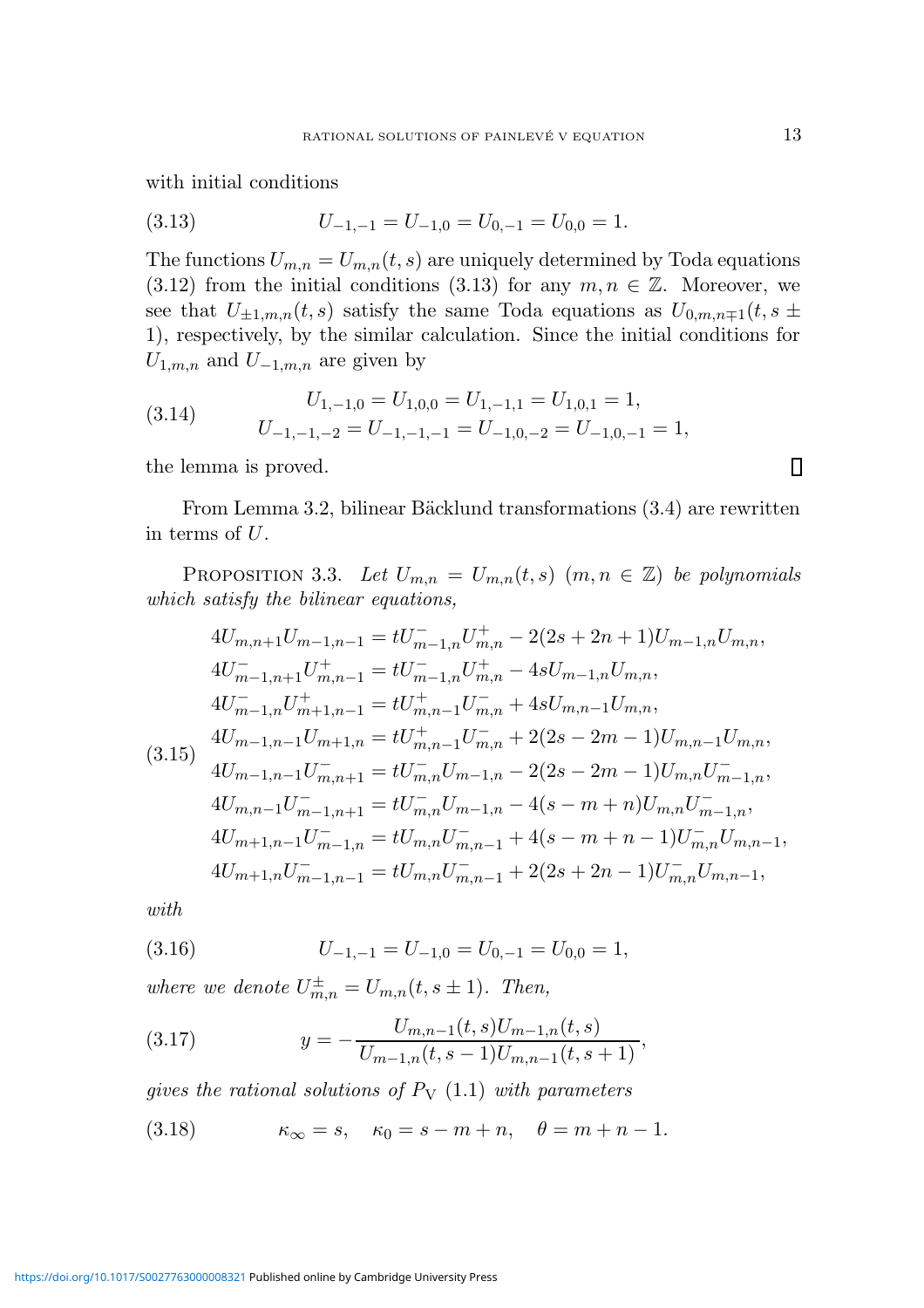with initial conditions

$$U_{-1,-1} = U_{-1,0} = U_{0,-1} = U_{0,0} = 1. \tag{3.13}$$

The functions $U_{m,n} = U_{m,n}(t,s)$ are uniquely determined by Toda equations (3.12) from the initial conditions (3.13) for any $m, n \in \mathbb{Z}$. Moreover, we see that $U_{\pm 1,m,n}(t,s)$ satisfy the same Toda equations as $U_{0,m,n\mp 1}(t, s \pm 1)$, respectively, by the similar calculation. Since the initial conditions for $U_{1,m,n}$ and $U_{-1,m,n}$ are given by

$$\begin{aligned} U_{1,-1,0} = U_{1,0,0} = U_{1,-1,1} = U_{1,0,1} = 1, \\ U_{-1,-1,-2} = U_{-1,-1,-1} = U_{-1,0,-2} = U_{-1,0,-1} = 1, \end{aligned} \tag{3.14}$$

the lemma is proved. □

From Lemma 3.2, bilinear Bäcklund transformations (3.4) are rewritten in terms of $U$.

Proposition 3.3. *Let $U_{m,n} = U_{m,n}(t,s)$ $(m, n \in \mathbb{Z})$ be polynomials which satisfy the bilinear equations,*

$$\begin{aligned}
&4U_{m,n+1}U_{m-1,n-1} = tU^{-}_{m-1,n}U^{+}_{m,n} - 2(2s+2n+1)U_{m-1,n}U_{m,n}, \\
&4U^{-}_{m-1,n+1}U^{+}_{m,n-1} = tU^{-}_{m-1,n}U^{+}_{m,n} - 4sU_{m-1,n}U_{m,n}, \\
&4U^{-}_{m-1,n}U^{+}_{m+1,n-1} = tU^{+}_{m,n-1}U^{-}_{m,n} + 4sU_{m,n-1}U_{m,n}, \\
&4U_{m-1,n-1}U_{m+1,n} = tU^{+}_{m,n-1}U^{-}_{m,n} + 2(2s-2m-1)U_{m,n-1}U_{m,n}, \\
&4U_{m-1,n-1}U^{-}_{m,n+1} = tU^{-}_{m,n}U_{m-1,n} - 2(2s-2m-1)U_{m,n}U^{-}_{m-1,n}, \\
&4U_{m,n-1}U^{-}_{m-1,n+1} = tU^{-}_{m,n}U_{m-1,n} - 4(s-m+n)U_{m,n}U^{-}_{m-1,n}, \\
&4U_{m+1,n-1}U^{-}_{m-1,n} = tU_{m,n}U^{-}_{m,n-1} + 4(s-m+n-1)U^{-}_{m,n}U_{m,n-1}, \\
&4U_{m+1,n}U^{-}_{m-1,n-1} = tU_{m,n}U^{-}_{m,n-1} + 2(2s+2n-1)U^{-}_{m,n}U_{m,n-1},
\end{aligned} \tag{3.15}$$

*with*

$$U_{-1,-1} = U_{-1,0} = U_{0,-1} = U_{0,0} = 1, \tag{3.16}$$

*where we denote $U^{\pm}_{m,n} = U_{m,n}(t, s \pm 1)$. Then,*

$$y = -\frac{U_{m,n-1}(t,s)U_{m-1,n}(t,s)}{U_{m-1,n}(t,s-1)U_{m,n-1}(t,s+1)}, \tag{3.17}$$

*gives the rational solutions of $P_{\rm V}$ (1.1) with parameters*

$$\kappa_\infty = s, \quad \kappa_0 = s - m + n, \quad \theta = m + n - 1. \tag{3.18}$$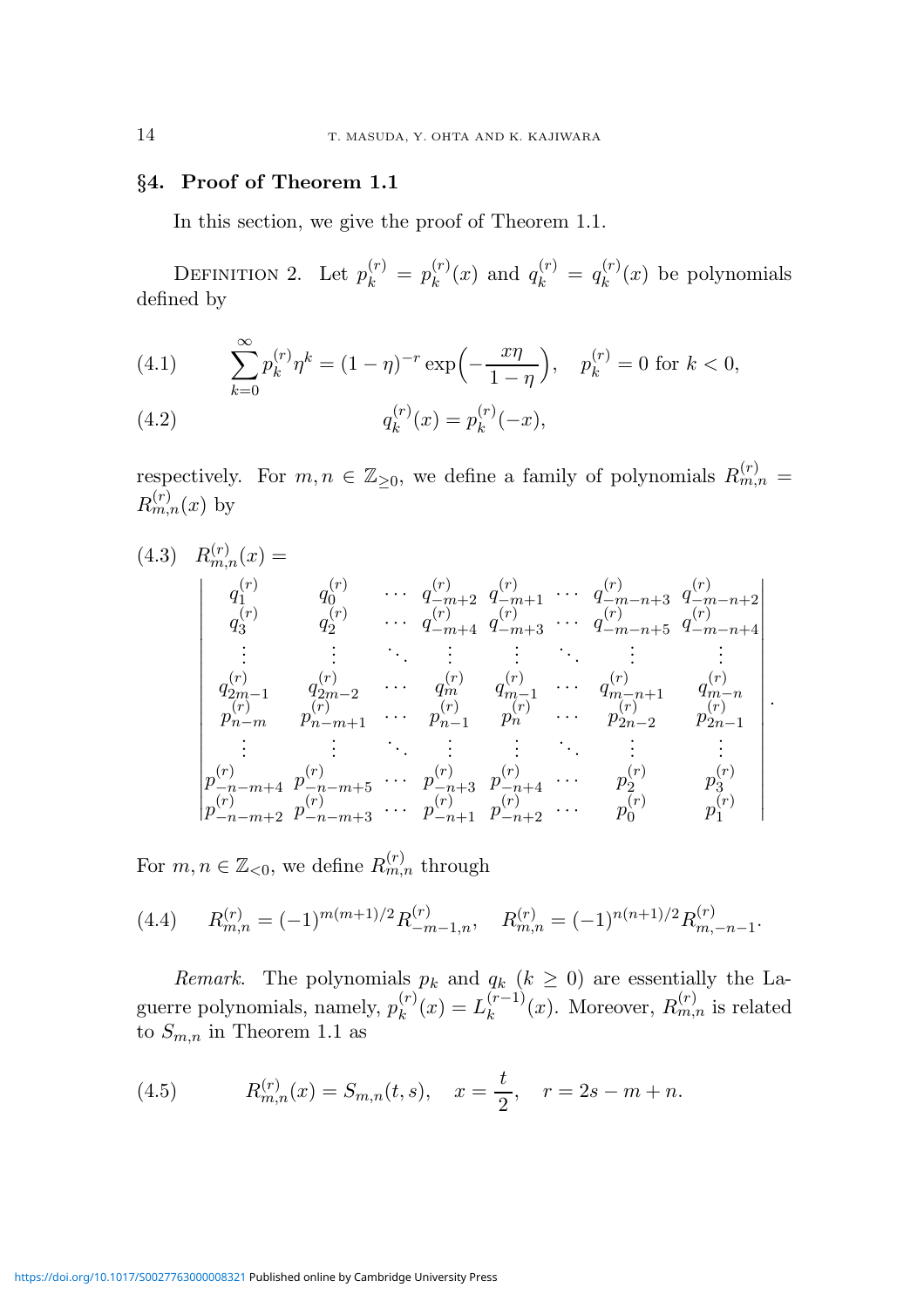## §4. Proof of Theorem 1.1

In this section, we give the proof of Theorem 1.1.

Definition 2. Let $p_k^{(r)} = p_k^{(r)}(x)$ and $q_k^{(r)} = q_k^{(r)}(x)$ be polynomials defined by

$$\sum_{k=0}^{\infty} p_k^{(r)} \eta^k = (1-\eta)^{-r} \exp\Big(-\frac{x\eta}{1-\eta}\Big), \quad p_k^{(r)} = 0 \text{ for } k < 0, \tag{4.1}$$

$$q_k^{(r)}(x) = p_k^{(r)}(-x), \tag{4.2}$$

respectively. For $m, n \in \mathbb{Z}_{\geq 0}$, we define a family of polynomials $R_{m,n}^{(r)} = R_{m,n}^{(r)}(x)$ by

$$R_{m,n}^{(r)}(x) = \tag{4.3}$$

$$\begin{vmatrix}
q_1^{(r)} & q_0^{(r)} & \cdots & q_{-m+2}^{(r)} & q_{-m+1}^{(r)} & \cdots & q_{-m-n+3}^{(r)} & q_{-m-n+2}^{(r)} \\
q_3^{(r)} & q_2^{(r)} & \cdots & q_{-m+4}^{(r)} & q_{-m+3}^{(r)} & \cdots & q_{-m-n+5}^{(r)} & q_{-m-n+4}^{(r)} \\
\vdots & \vdots & \ddots & \vdots & \vdots & \ddots & \vdots & \vdots \\
q_{2m-1}^{(r)} & q_{2m-2}^{(r)} & \cdots & q_m^{(r)} & q_{m-1}^{(r)} & \cdots & q_{m-n+1}^{(r)} & q_{m-n}^{(r)} \\
p_{n-m}^{(r)} & p_{n-m+1}^{(r)} & \cdots & p_{n-1}^{(r)} & p_n^{(r)} & \cdots & p_{2n-2}^{(r)} & p_{2n-1}^{(r)} \\
\vdots & \vdots & \ddots & \vdots & \vdots & \ddots & \vdots & \vdots \\
p_{-n-m+4}^{(r)} & p_{-n-m+5}^{(r)} & \cdots & p_{-n+3}^{(r)} & p_{-n+4}^{(r)} & \cdots & p_2^{(r)} & p_3^{(r)} \\
p_{-n-m+2}^{(r)} & p_{-n-m+3}^{(r)} & \cdots & p_{-n+1}^{(r)} & p_{-n+2}^{(r)} & \cdots & p_0^{(r)} & p_1^{(r)}
\end{vmatrix}.$$

For $m, n \in \mathbb{Z}_{<0}$, we define $R_{m,n}^{(r)}$ through

$$R_{m,n}^{(r)} = (-1)^{m(m+1)/2} R_{-m-1,n}^{(r)}, \quad R_{m,n}^{(r)} = (-1)^{n(n+1)/2} R_{m,-n-1}^{(r)}. \tag{4.4}$$

*Remark.* The polynomials $p_k$ and $q_k$ ($k \geq 0$) are essentially the Laguerre polynomials, namely, $p_k^{(r)}(x) = L_k^{(r-1)}(x)$. Moreover, $R_{m,n}^{(r)}$ is related to $S_{m,n}$ in Theorem 1.1 as

$$R_{m,n}^{(r)}(x) = S_{m,n}(t,s), \quad x = \frac{t}{2}, \quad r = 2s - m + n. \tag{4.5}$$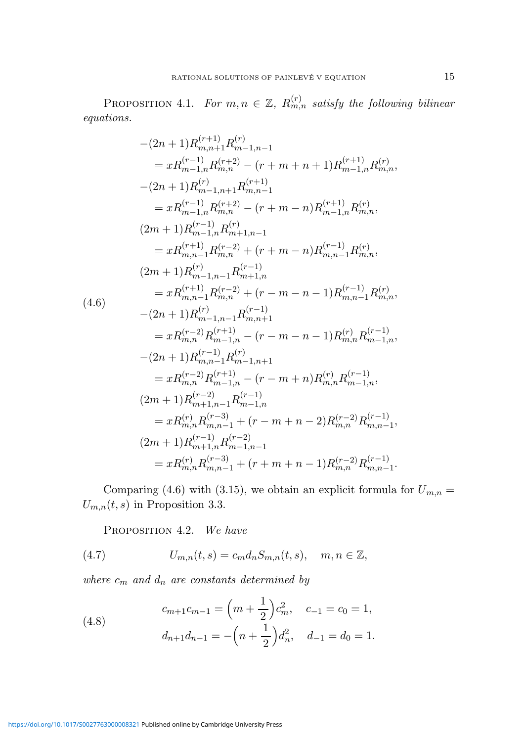**Proposition 4.1.** *For $m,n\in\mathbb{Z}$, $R^{(r)}_{m,n}$ satisfy the following bilinear equations.*

$$
\begin{aligned}
&-(2n+1)R^{(r+1)}_{m,n+1}R^{(r)}_{m-1,n-1}\\
&\qquad = xR^{(r-1)}_{m-1,n}R^{(r+2)}_{m,n} - (r+m+n+1)R^{(r+1)}_{m-1,n}R^{(r)}_{m,n},\\
&-(2n+1)R^{(r)}_{m-1,n+1}R^{(r+1)}_{m,n-1}\\
&\qquad = xR^{(r-1)}_{m-1,n}R^{(r+2)}_{m,n} - (r+m-n)R^{(r+1)}_{m-1,n}R^{(r)}_{m,n},\\
&(2m+1)R^{(r-1)}_{m-1,n}R^{(r)}_{m+1,n-1}\\
&\qquad = xR^{(r+1)}_{m,n-1}R^{(r-2)}_{m,n} + (r+m-n)R^{(r-1)}_{m,n-1}R^{(r)}_{m,n},\\
&(2m+1)R^{(r)}_{m-1,n-1}R^{(r-1)}_{m+1,n}\\
&\qquad = xR^{(r+1)}_{m,n-1}R^{(r-2)}_{m,n} + (r-m-n-1)R^{(r-1)}_{m,n-1}R^{(r)}_{m,n},\\
&-(2n+1)R^{(r)}_{m-1,n-1}R^{(r-1)}_{m,n+1}\\
&\qquad = xR^{(r-2)}_{m,n}R^{(r+1)}_{m-1,n} - (r-m-n-1)R^{(r)}_{m,n}R^{(r-1)}_{m-1,n},\\
&-(2n+1)R^{(r-1)}_{m,n-1}R^{(r)}_{m-1,n+1}\\
&\qquad = xR^{(r-2)}_{m,n}R^{(r+1)}_{m-1,n} - (r-m+n)R^{(r)}_{m,n}R^{(r-1)}_{m-1,n},\\
&(2m+1)R^{(r-2)}_{m+1,n-1}R^{(r-1)}_{m-1,n}\\
&\qquad = xR^{(r)}_{m,n}R^{(r-3)}_{m,n-1} + (r-m+n-2)R^{(r-2)}_{m,n}R^{(r-1)}_{m,n-1},\\
&(2m+1)R^{(r-1)}_{m+1,n}R^{(r-2)}_{m-1,n-1}\\
&\qquad = xR^{(r)}_{m,n}R^{(r-3)}_{m,n-1} + (r+m+n-1)R^{(r-2)}_{m,n}R^{(r-1)}_{m,n-1}.
\end{aligned}
\tag{4.6}
$$

Comparing (4.6) with (3.15), we obtain an explicit formula for $U_{m,n} = U_{m,n}(t,s)$ in Proposition 3.3.

**Proposition 4.2.** *We have*

$$
U_{m,n}(t,s) = c_m d_n S_{m,n}(t,s), \quad m,n\in\mathbb{Z}, \tag{4.7}
$$

*where $c_m$ and $d_n$ are constants determined by*

$$
\begin{aligned}
&c_{m+1}c_{m-1} = \Big(m+\frac{1}{2}\Big)c_m^2, \quad c_{-1}=c_0=1,\\
&d_{n+1}d_{n-1} = -\Big(n+\frac{1}{2}\Big)d_n^2, \quad d_{-1}=d_0=1.
\end{aligned}
\tag{4.8}
$$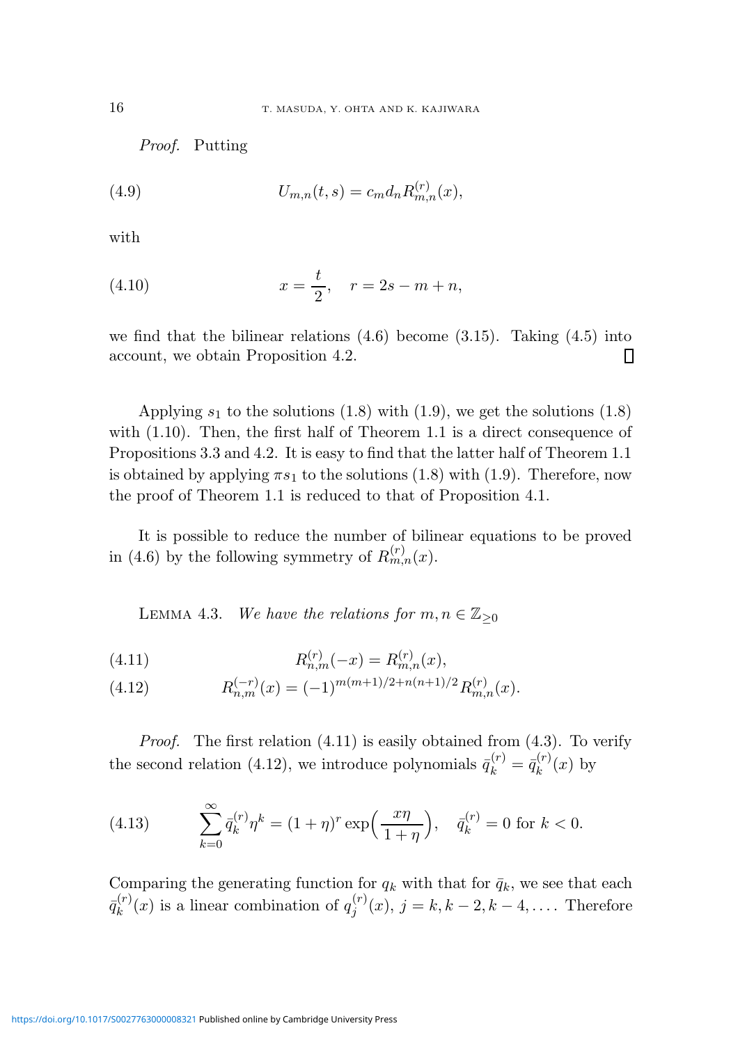*Proof.* Putting

$$U_{m,n}(t,s) = c_m d_n R^{(r)}_{m,n}(x), \tag{4.9}$$

with

$$x = \frac{t}{2}, \quad r = 2s - m + n, \tag{4.10}$$

we find that the bilinear relations (4.6) become (3.15). Taking (4.5) into account, we obtain Proposition 4.2. ∎

Applying $s_1$ to the solutions (1.8) with (1.9), we get the solutions (1.8) with (1.10). Then, the first half of Theorem 1.1 is a direct consequence of Propositions 3.3 and 4.2. It is easy to find that the latter half of Theorem 1.1 is obtained by applying $\pi s_1$ to the solutions (1.8) with (1.9). Therefore, now the proof of Theorem 1.1 is reduced to that of Proposition 4.1.

It is possible to reduce the number of bilinear equations to be proved in (4.6) by the following symmetry of $R^{(r)}_{m,n}(x)$.

Lemma 4.3. *We have the relations for $m, n \in \mathbb{Z}_{\geq 0}$*

$$R^{(r)}_{n,m}(-x) = R^{(r)}_{m,n}(x), \tag{4.11}$$

$$R^{(-r)}_{n,m}(x) = (-1)^{m(m+1)/2+n(n+1)/2} R^{(r)}_{m,n}(x). \tag{4.12}$$

*Proof.* The first relation (4.11) is easily obtained from (4.3). To verify the second relation (4.12), we introduce polynomials $\bar{q}^{(r)}_k = \bar{q}^{(r)}_k(x)$ by

$$\sum_{k=0}^{\infty} \bar{q}^{(r)}_k \eta^k = (1+\eta)^r \exp\Big(\frac{x\eta}{1+\eta}\Big), \quad \bar{q}^{(r)}_k = 0 \text{ for } k < 0. \tag{4.13}$$

Comparing the generating function for $q_k$ with that for $\bar{q}_k$, we see that each $\bar{q}^{(r)}_k(x)$ is a linear combination of $q^{(r)}_j(x)$, $j = k, k-2, k-4, \ldots$. Therefore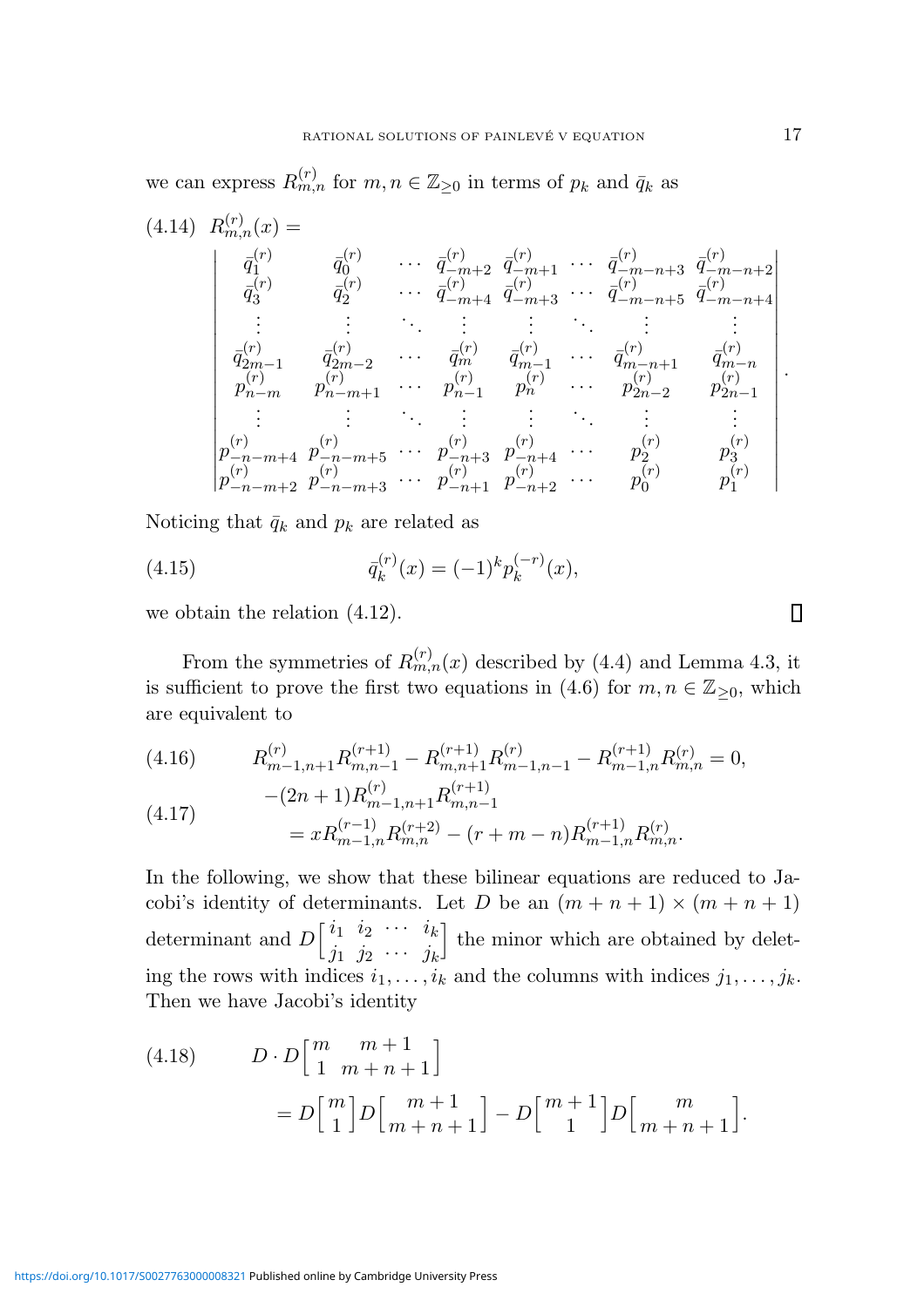we can express $R_{m,n}^{(r)}$ for $m, n \in \mathbb{Z}_{\geq 0}$ in terms of $p_k$ and $\bar{q}_k$ as

$$(4.14)\quad R_{m,n}^{(r)}(x) = \begin{vmatrix} \bar{q}_1^{(r)} & \bar{q}_0^{(r)} & \cdots & \bar{q}_{-m+2}^{(r)} & \bar{q}_{-m+1}^{(r)} & \cdots & \bar{q}_{-m-n+3}^{(r)} & \bar{q}_{-m-n+2}^{(r)} \\ \bar{q}_3^{(r)} & \bar{q}_2^{(r)} & \cdots & \bar{q}_{-m+4}^{(r)} & \bar{q}_{-m+3}^{(r)} & \cdots & \bar{q}_{-m-n+5}^{(r)} & \bar{q}_{-m-n+4}^{(r)} \\ \vdots & \vdots & \ddots & \vdots & \vdots & \ddots & \vdots & \vdots \\ \bar{q}_{2m-1}^{(r)} & \bar{q}_{2m-2}^{(r)} & \cdots & \bar{q}_m^{(r)} & \bar{q}_{m-1}^{(r)} & \cdots & \bar{q}_{m-n+1}^{(r)} & \bar{q}_{m-n}^{(r)} \\ p_{n-m}^{(r)} & p_{n-m+1}^{(r)} & \cdots & p_{n-1}^{(r)} & p_n^{(r)} & \cdots & p_{2n-2}^{(r)} & p_{2n-1}^{(r)} \\ \vdots & \vdots & \ddots & \vdots & \vdots & \ddots & \vdots & \vdots \\ p_{-n-m+4}^{(r)} & p_{-n-m+5}^{(r)} & \cdots & p_{-n+3}^{(r)} & p_{-n+4}^{(r)} & \cdots & p_2^{(r)} & p_3^{(r)} \\ p_{-n-m+2}^{(r)} & p_{-n-m+3}^{(r)} & \cdots & p_{-n+1}^{(r)} & p_{-n+2}^{(r)} & \cdots & p_0^{(r)} & p_1^{(r)} \end{vmatrix}.$$

Noticing that $\bar{q}_k$ and $p_k$ are related as

$$(4.15)\qquad \bar{q}_k^{(r)}(x) = (-1)^k p_k^{(-r)}(x),$$

we obtain the relation (4.12). ∎

From the symmetries of $R_{m,n}^{(r)}(x)$ described by (4.4) and Lemma 4.3, it is sufficient to prove the first two equations in (4.6) for $m, n \in \mathbb{Z}_{\geq 0}$, which are equivalent to

$$(4.16)\qquad R_{m-1,n+1}^{(r)} R_{m,n-1}^{(r+1)} - R_{m,n+1}^{(r+1)} R_{m-1,n-1}^{(r)} - R_{m-1,n}^{(r+1)} R_{m,n}^{(r)} = 0,$$

$$(4.17)\qquad \begin{aligned} &-(2n+1) R_{m-1,n+1}^{(r)} R_{m,n-1}^{(r+1)} \\ &\quad = x R_{m-1,n}^{(r-1)} R_{m,n}^{(r+2)} - (r+m-n) R_{m-1,n}^{(r+1)} R_{m,n}^{(r)}. \end{aligned}$$

In the following, we show that these bilinear equations are reduced to Jacobi's identity of determinants. Let $D$ be an $(m+n+1) \times (m+n+1)$ determinant and $D\begin{bmatrix} i_1 & i_2 & \cdots & i_k \\ j_1 & j_2 & \cdots & j_k \end{bmatrix}$ the minor which are obtained by deleting the rows with indices $i_1, \ldots, i_k$ and the columns with indices $j_1, \ldots, j_k$. Then we have Jacobi's identity

$$(4.18)\qquad \begin{aligned} &D \cdot D\begin{bmatrix} m & m+1 \\ 1 & m+n+1 \end{bmatrix} \\ &\quad = D\begin{bmatrix} m \\ 1 \end{bmatrix} D\begin{bmatrix} m+1 \\ m+n+1 \end{bmatrix} - D\begin{bmatrix} m+1 \\ 1 \end{bmatrix} D\begin{bmatrix} m \\ m+n+1 \end{bmatrix}. \end{aligned}$$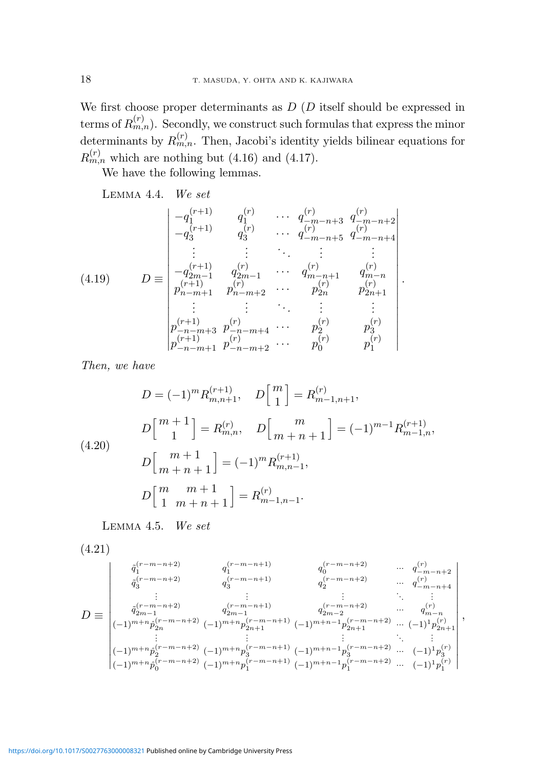We first choose proper determinants as $D$ ($D$ itself should be expressed in terms of $R^{(r)}_{m,n}$). Secondly, we construct such formulas that express the minor determinants by $R^{(r)}_{m,n}$. Then, Jacobi's identity yields bilinear equations for $R^{(r)}_{m,n}$ which are nothing but (4.16) and (4.17).

We have the following lemmas.

Lemma 4.4. *We set*

$$D \equiv \begin{vmatrix} -q_1^{(r+1)} & q_1^{(r)} & \cdots & q_{-m-n+3}^{(r)} & q_{-m-n+2}^{(r)} \\ -q_3^{(r+1)} & q_3^{(r)} & \cdots & q_{-m-n+5}^{(r)} & q_{-m-n+4}^{(r)} \\ \vdots & \vdots & \ddots & \vdots & \vdots \\ -q_{2m-1}^{(r+1)} & q_{2m-1}^{(r)} & \cdots & q_{m-n+1}^{(r)} & q_{m-n}^{(r)} \\ p_{n-m+1}^{(r+1)} & p_{n-m+2}^{(r)} & \cdots & p_{2n}^{(r)} & p_{2n+1}^{(r)} \\ \vdots & \vdots & \ddots & \vdots & \vdots \\ p_{-n-m+3}^{(r+1)} & p_{-n-m+4}^{(r)} & \cdots & p_2^{(r)} & p_3^{(r)} \\ p_{-n-m+1}^{(r+1)} & p_{-n-m+2}^{(r)} & \cdots & p_0^{(r)} & p_1^{(r)} \end{vmatrix}. \tag{4.19}$$

*Then, we have*

$$\begin{aligned} &D = (-1)^m R^{(r+1)}_{m,n+1}, \quad D\begin{bmatrix} m \\ 1 \end{bmatrix} = R^{(r)}_{m-1,n+1}, \\ &D\begin{bmatrix} m+1 \\ 1 \end{bmatrix} = R^{(r)}_{m,n}, \quad D\begin{bmatrix} m \\ m+n+1 \end{bmatrix} = (-1)^{m-1} R^{(r+1)}_{m-1,n}, \\ &D\begin{bmatrix} m+1 \\ m+n+1 \end{bmatrix} = (-1)^m R^{(r+1)}_{m,n-1}, \\ &D\begin{bmatrix} m & m+1 \\ 1 & m+n+1 \end{bmatrix} = R^{(r)}_{m-1,n-1}. \end{aligned} \tag{4.20}$$

Lemma 4.5. *We set*

(4.21)

$$D \equiv \begin{vmatrix} \tilde{q}_1^{(r-m-n+2)} & q_1^{(r-m-n+1)} & q_0^{(r-m-n+2)} & \cdots & q_{-m-n+2}^{(r)} \\ \tilde{q}_3^{(r-m-n+2)} & q_3^{(r-m-n+1)} & q_2^{(r-m-n+2)} & \cdots & q_{-m-n+4}^{(r)} \\ \vdots & \vdots & \vdots & \ddots & \vdots \\ \tilde{q}_{2m-1}^{(r-m-n+2)} & q_{2m-1}^{(r-m-n+1)} & q_{2m-2}^{(r-m-n+2)} & \cdots & q_{m-n}^{(r)} \\ (-1)^{m+n}\hat{p}_{2n}^{(r-m-n+2)} & (-1)^{m+n}p_{2n+1}^{(r-m-n+1)} & (-1)^{m+n-1}p_{2n+1}^{(r-m-n+2)} & \cdots & (-1)^1 p_{2n+1}^{(r)} \\ \vdots & \vdots & \vdots & \ddots & \vdots \\ (-1)^{m+n}\hat{p}_2^{(r-m-n+2)} & (-1)^{m+n}p_3^{(r-m-n+1)} & (-1)^{m+n-1}p_3^{(r-m-n+2)} & \cdots & (-1)^1 p_3^{(r)} \\ (-1)^{m+n}\hat{p}_0^{(r-m-n+2)} & (-1)^{m+n}p_1^{(r-m-n+1)} & (-1)^{m+n-1}p_1^{(r-m-n+2)} & \cdots & (-1)^1 p_1^{(r)} \end{vmatrix},$$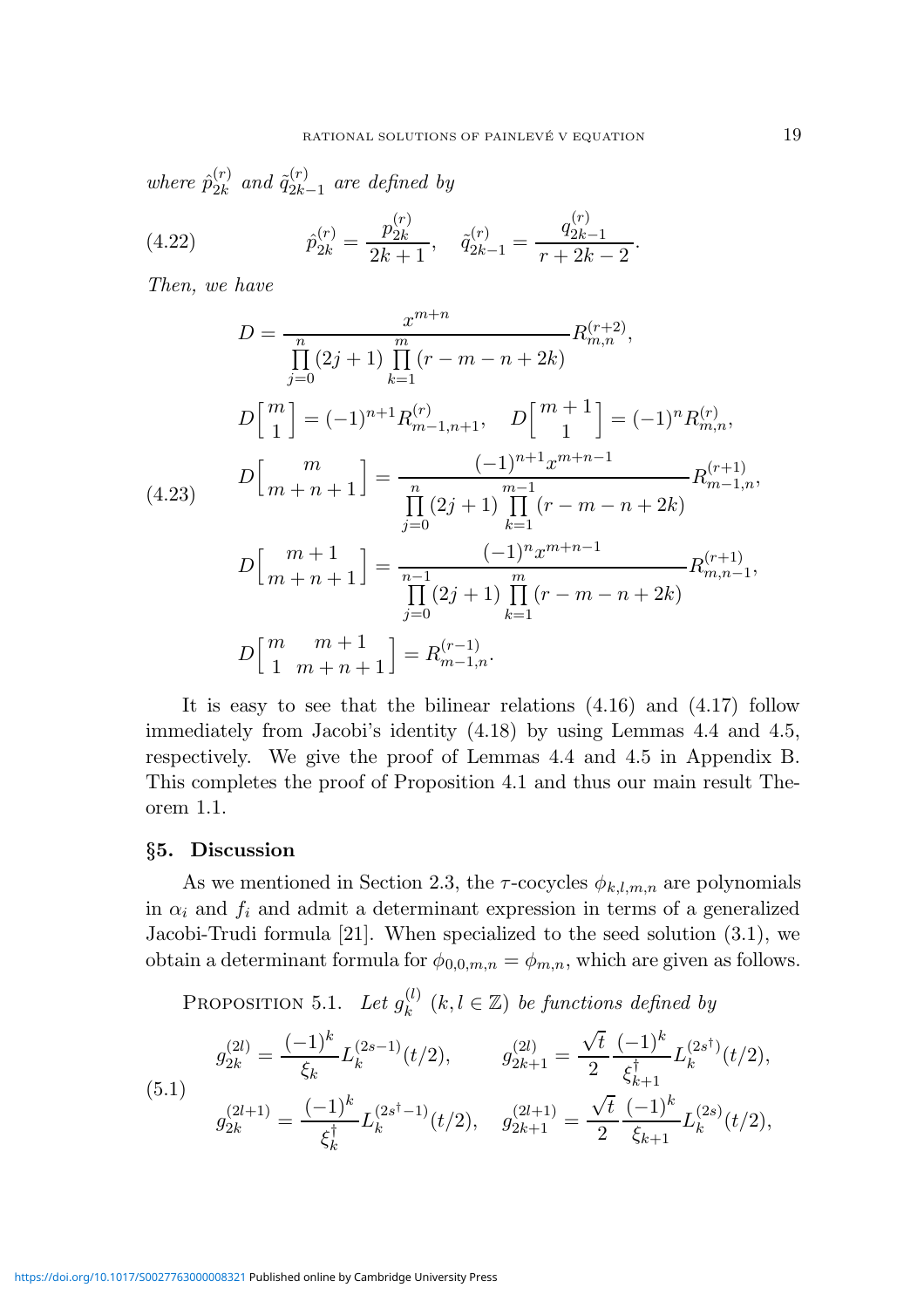*where* $\hat{p}^{(r)}_{2k}$ *and* $\tilde{q}^{(r)}_{2k-1}$ *are defined by*

$$\hat{p}^{(r)}_{2k} = \frac{p^{(r)}_{2k}}{2k+1}, \quad \tilde{q}^{(r)}_{2k-1} = \frac{q^{(r)}_{2k-1}}{r+2k-2}. \tag{4.22}$$

*Then, we have*

$$\begin{aligned}
D &= \frac{x^{m+n}}{\prod_{j=0}^{n}(2j+1)\prod_{k=1}^{m}(r-m-n+2k)} R^{(r+2)}_{m,n}, \\
D\begin{bmatrix} m \\ 1 \end{bmatrix} &= (-1)^{n+1} R^{(r)}_{m-1,n+1}, \quad D\begin{bmatrix} m+1 \\ 1 \end{bmatrix} = (-1)^{n} R^{(r)}_{m,n}, \\
D\begin{bmatrix} m \\ m+n+1 \end{bmatrix} &= \frac{(-1)^{n+1} x^{m+n-1}}{\prod_{j=0}^{n}(2j+1)\prod_{k=1}^{m-1}(r-m-n+2k)} R^{(r+1)}_{m-1,n}, \\
D\begin{bmatrix} m+1 \\ m+n+1 \end{bmatrix} &= \frac{(-1)^{n} x^{m+n-1}}{\prod_{j=0}^{n-1}(2j+1)\prod_{k=1}^{m}(r-m-n+2k)} R^{(r+1)}_{m,n-1}, \\
D\begin{bmatrix} m & m+1 \\ 1 & m+n+1 \end{bmatrix} &= R^{(r-1)}_{m-1,n}.
\end{aligned} \tag{4.23}$$

It is easy to see that the bilinear relations (4.16) and (4.17) follow immediately from Jacobi's identity (4.18) by using Lemmas 4.4 and 4.5, respectively. We give the proof of Lemmas 4.4 and 4.5 in Appendix B. This completes the proof of Proposition 4.1 and thus our main result Theorem 1.1.

## §5. Discussion

As we mentioned in Section 2.3, the $\tau$-cocycles $\phi_{k,l,m,n}$ are polynomials in $\alpha_i$ and $f_i$ and admit a determinant expression in terms of a generalized Jacobi-Trudi formula [21]. When specialized to the seed solution (3.1), we obtain a determinant formula for $\phi_{0,0,m,n} = \phi_{m,n}$, which are given as follows.

PROPOSITION 5.1. *Let* $g^{(l)}_k$ $(k, l \in \mathbb{Z})$ *be functions defined by*

$$\begin{aligned}
g^{(2l)}_{2k} &= \frac{(-1)^k}{\xi_k} L^{(2s-1)}_k(t/2), \qquad g^{(2l)}_{2k+1} = \frac{\sqrt{t}}{2}\frac{(-1)^k}{\xi^{\dagger}_{k+1}} L^{(2s^{\dagger})}_k(t/2), \\
g^{(2l+1)}_{2k} &= \frac{(-1)^k}{\xi^{\dagger}_k} L^{(2s^{\dagger}-1)}_k(t/2), \quad g^{(2l+1)}_{2k+1} = \frac{\sqrt{t}}{2}\frac{(-1)^k}{\xi_{k+1}} L^{(2s)}_k(t/2),
\end{aligned} \tag{5.1}$$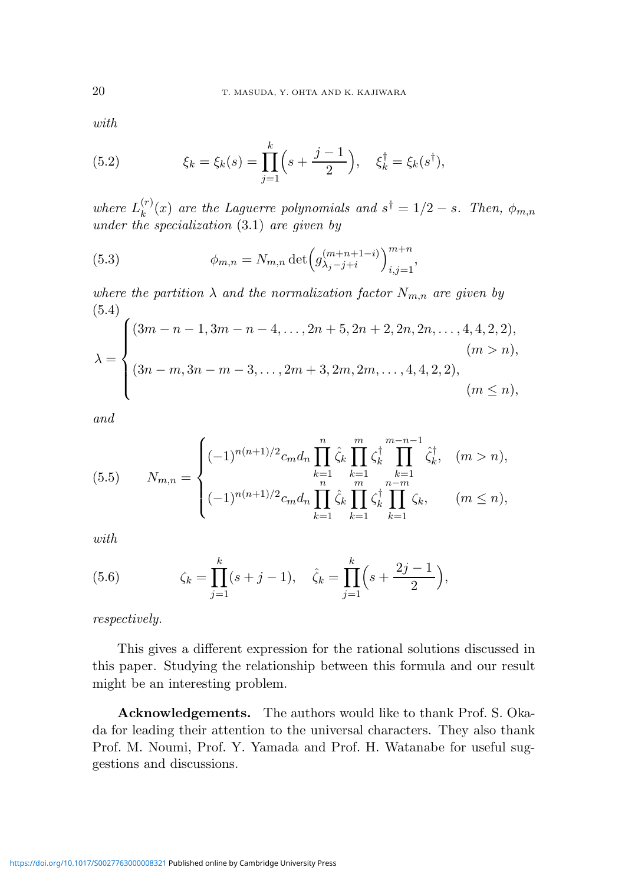*with*

$$\xi_k = \xi_k(s) = \prod_{j=1}^{k}\Big(s + \frac{j-1}{2}\Big), \quad \xi_k^\dagger = \xi_k(s^\dagger), \tag{5.2}$$

*where* $L_k^{(r)}(x)$ *are the Laguerre polynomials and* $s^\dagger = 1/2 - s$*. Then,* $\phi_{m,n}$ *under the specialization* (3.1) *are given by*

$$\phi_{m,n} = N_{m,n} \det\Big(g_{\lambda_j - j + i}^{(m+n+1-i)}\Big)_{i,j=1}^{m+n}, \tag{5.3}$$

*where the partition* $\lambda$ *and the normalization factor* $N_{m,n}$ *are given by*

$$\lambda = \begin{cases} (3m-n-1, 3m-n-4, \ldots, 2n+5, 2n+2, 2n, 2n, \ldots, 4, 4, 2, 2), & (m > n), \\ (3n-m, 3n-m-3, \ldots, 2m+3, 2m, 2m, \ldots, 4, 4, 2, 2), & (m \leq n), \end{cases} \tag{5.4}$$

*and*

$$N_{m,n} = \begin{cases} (-1)^{n(n+1)/2} c_m d_n \displaystyle\prod_{k=1}^{n} \hat{\zeta}_k \prod_{k=1}^{m} \zeta_k^\dagger \prod_{k=1}^{m-n-1} \hat{\zeta}_k^\dagger, & (m > n), \\ (-1)^{n(n+1)/2} c_m d_n \displaystyle\prod_{k=1}^{n} \hat{\zeta}_k \prod_{k=1}^{m} \zeta_k^\dagger \prod_{k=1}^{n-m} \zeta_k, & (m \leq n), \end{cases} \tag{5.5}$$

*with*

$$\zeta_k = \prod_{j=1}^{k}(s + j - 1), \quad \hat{\zeta}_k = \prod_{j=1}^{k}\Big(s + \frac{2j-1}{2}\Big), \tag{5.6}$$

*respectively.*

This gives a different expression for the rational solutions discussed in this paper. Studying the relationship between this formula and our result might be an interesting problem.

**Acknowledgements.** The authors would like to thank Prof. S. Okada for leading their attention to the universal characters. They also thank Prof. M. Noumi, Prof. Y. Yamada and Prof. H. Watanabe for useful suggestions and discussions.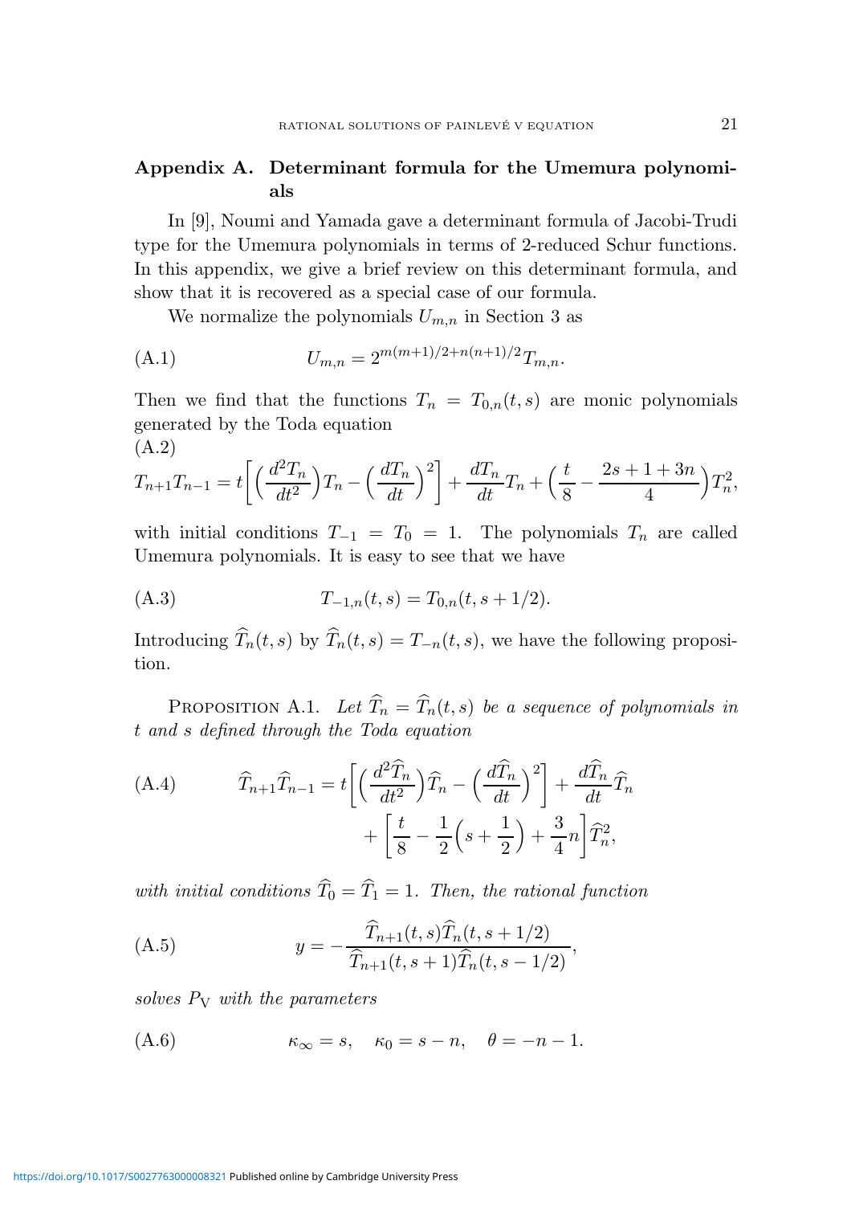## Appendix A. Determinant formula for the Umemura polynomials

In [9], Noumi and Yamada gave a determinant formula of Jacobi-Trudi type for the Umemura polynomials in terms of 2-reduced Schur functions. In this appendix, we give a brief review on this determinant formula, and show that it is recovered as a special case of our formula.

We normalize the polynomials $U_{m,n}$ in Section 3 as

$$U_{m,n} = 2^{m(m+1)/2+n(n+1)/2} T_{m,n}. \tag{A.1}$$

Then we find that the functions $T_n = T_{0,n}(t,s)$ are monic polynomials generated by the Toda equation

$$T_{n+1}T_{n-1} = t\left[\left(\frac{d^2 T_n}{dt^2}\right)T_n - \left(\frac{dT_n}{dt}\right)^2\right] + \frac{dT_n}{dt}T_n + \left(\frac{t}{8} - \frac{2s+1+3n}{4}\right)T_n^2, \tag{A.2}$$

with initial conditions $T_{-1} = T_0 = 1$. The polynomials $T_n$ are called Umemura polynomials. It is easy to see that we have

$$T_{-1,n}(t,s) = T_{0,n}(t,s+1/2). \tag{A.3}$$

Introducing $\widehat{T}_n(t,s)$ by $\widehat{T}_n(t,s) = T_{-n}(t,s)$, we have the following proposition.

Proposition A.1. *Let $\widehat{T}_n = \widehat{T}_n(t,s)$ be a sequence of polynomials in $t$ and $s$ defined through the Toda equation*

$$\begin{aligned}\widehat{T}_{n+1}\widehat{T}_{n-1} = t\left[\left(\frac{d^2\widehat{T}_n}{dt^2}\right)\widehat{T}_n - \left(\frac{d\widehat{T}_n}{dt}\right)^2\right] + \frac{d\widehat{T}_n}{dt}\widehat{T}_n \\ + \left[\frac{t}{8} - \frac{1}{2}\left(s+\frac{1}{2}\right) + \frac{3}{4}n\right]\widehat{T}_n^2,\end{aligned} \tag{A.4}$$

*with initial conditions $\widehat{T}_0 = \widehat{T}_1 = 1$. Then, the rational function*

$$y = -\frac{\widehat{T}_{n+1}(t,s)\widehat{T}_n(t,s+1/2)}{\widehat{T}_{n+1}(t,s+1)\widehat{T}_n(t,s-1/2)}, \tag{A.5}$$

*solves $P_{\mathrm{V}}$ with the parameters*

$$\kappa_\infty = s, \quad \kappa_0 = s-n, \quad \theta = -n-1. \tag{A.6}$$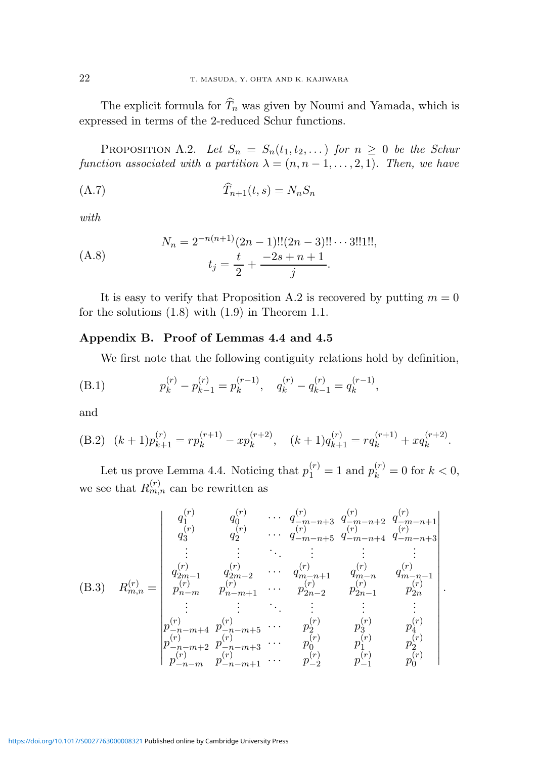The explicit formula for $\widehat{T}_n$ was given by Noumi and Yamada, which is expressed in terms of the 2-reduced Schur functions.

PROPOSITION A.2. *Let $S_n = S_n(t_1, t_2, \dots)$ for $n \geq 0$ be the Schur function associated with a partition $\lambda = (n, n-1, \dots, 2, 1)$. Then, we have*

$$\widehat{T}_{n+1}(t, s) = N_n S_n \tag{A.7}$$

*with*

$$\begin{aligned} N_n &= 2^{-n(n+1)}(2n-1)!!(2n-3)!! \cdots 3!!1!!, \\ t_j &= \frac{t}{2} + \frac{-2s+n+1}{j}. \end{aligned} \tag{A.8}$$

It is easy to verify that Proposition A.2 is recovered by putting $m = 0$ for the solutions (1.8) with (1.9) in Theorem 1.1.

## Appendix B. Proof of Lemmas 4.4 and 4.5

We first note that the following contiguity relations hold by definition,

$$p_k^{(r)} - p_{k-1}^{(r)} = p_k^{(r-1)}, \quad q_k^{(r)} - q_{k-1}^{(r)} = q_k^{(r-1)}, \tag{B.1}$$

and

$$(k+1)p_{k+1}^{(r)} = rp_k^{(r+1)} - xp_k^{(r+2)}, \quad (k+1)q_{k+1}^{(r)} = rq_k^{(r+1)} + xq_k^{(r+2)}. \tag{B.2}$$

Let us prove Lemma 4.4. Noticing that $p_1^{(r)} = 1$ and $p_k^{(r)} = 0$ for $k < 0$, we see that $R_{m,n}^{(r)}$ can be rewritten as

$$R_{m,n}^{(r)} = \begin{vmatrix} q_1^{(r)} & q_0^{(r)} & \cdots & q_{-m-n+3}^{(r)} & q_{-m-n+2}^{(r)} & q_{-m-n+1}^{(r)} \\ q_3^{(r)} & q_2^{(r)} & \cdots & q_{-m-n+5}^{(r)} & q_{-m-n+4}^{(r)} & q_{-m-n+3}^{(r)} \\ \vdots & \vdots & \ddots & \vdots & \vdots & \vdots \\ q_{2m-1}^{(r)} & q_{2m-2}^{(r)} & \cdots & q_{m-n+1}^{(r)} & q_{m-n}^{(r)} & q_{m-n-1}^{(r)} \\ p_{n-m}^{(r)} & p_{n-m+1}^{(r)} & \cdots & p_{2n-2}^{(r)} & p_{2n-1}^{(r)} & p_{2n}^{(r)} \\ \vdots & \vdots & \ddots & \vdots & \vdots & \vdots \\ p_{-n-m+4}^{(r)} & p_{-n-m+5}^{(r)} & \cdots & p_2^{(r)} & p_3^{(r)} & p_4^{(r)} \\ p_{-n-m+2}^{(r)} & p_{-n-m+3}^{(r)} & \cdots & p_0^{(r)} & p_1^{(r)} & p_2^{(r)} \\ p_{-n-m}^{(r)} & p_{-n-m+1}^{(r)} & \cdots & p_{-2}^{(r)} & p_{-1}^{(r)} & p_0^{(r)} \end{vmatrix}. \tag{B.3}$$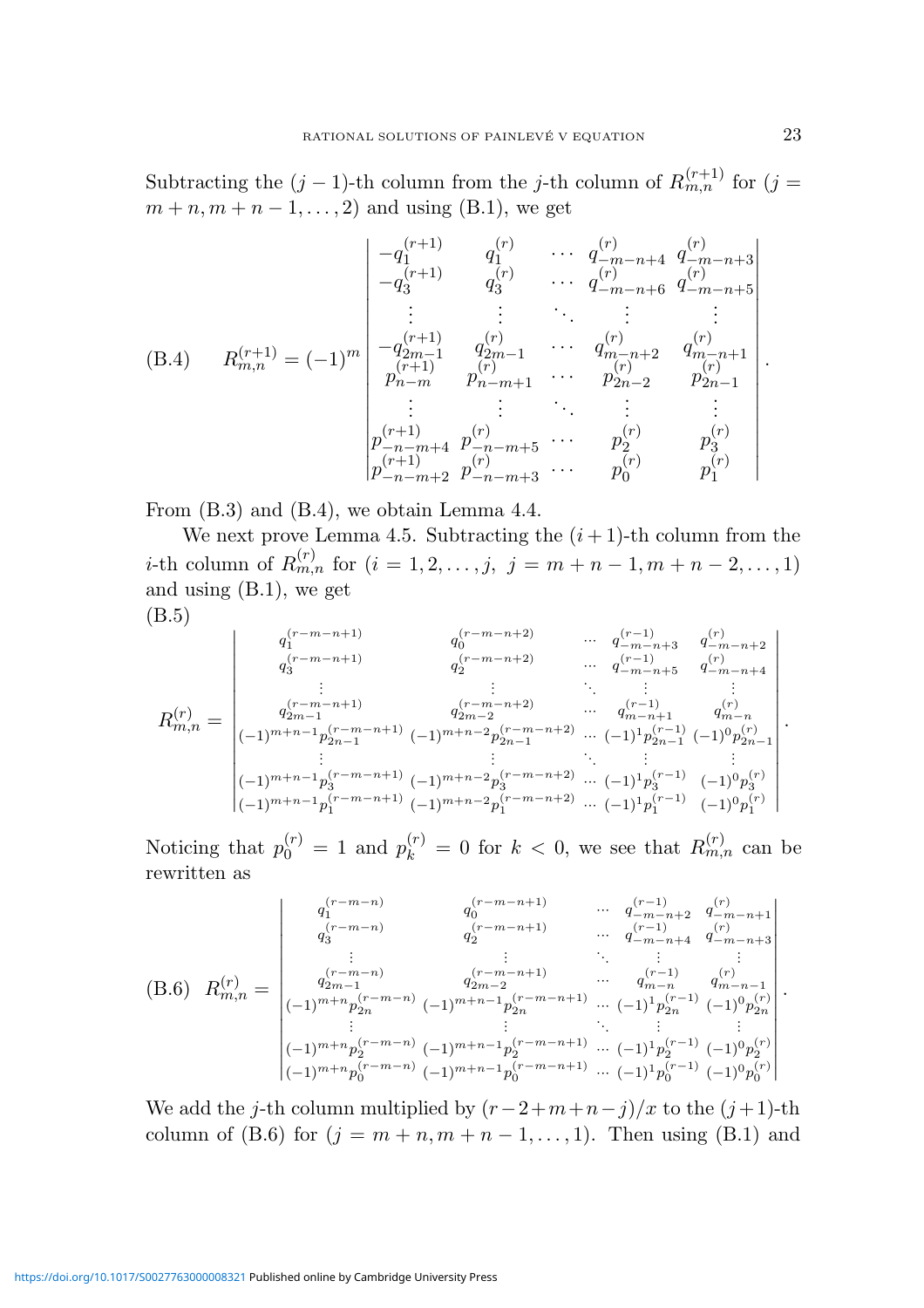Subtracting the $(j-1)$-th column from the $j$-th column of $R^{(r+1)}_{m,n}$ for $(j = m+n, m+n-1, \ldots, 2)$ and using (B.1), we get

$$
\text{(B.4)} \qquad R^{(r+1)}_{m,n} = (-1)^m \begin{vmatrix}
-q^{(r+1)}_1 & q^{(r)}_1 & \cdots & q^{(r)}_{-m-n+4} & q^{(r)}_{-m-n+3} \\
-q^{(r+1)}_3 & q^{(r)}_3 & \cdots & q^{(r)}_{-m-n+6} & q^{(r)}_{-m-n+5} \\
\vdots & \vdots & \ddots & \vdots & \vdots \\
-q^{(r+1)}_{2m-1} & q^{(r)}_{2m-1} & \cdots & q^{(r)}_{m-n+2} & q^{(r)}_{m-n+1} \\
p^{(r+1)}_{n-m} & p^{(r)}_{n-m+1} & \cdots & p^{(r)}_{2n-2} & p^{(r)}_{2n-1} \\
\vdots & \vdots & \ddots & \vdots & \vdots \\
p^{(r+1)}_{-n-m+4} & p^{(r)}_{-n-m+5} & \cdots & p^{(r)}_{2} & p^{(r)}_{3} \\
p^{(r+1)}_{-n-m+2} & p^{(r)}_{-n-m+3} & \cdots & p^{(r)}_{0} & p^{(r)}_{1}
\end{vmatrix}.
$$

From (B.3) and (B.4), we obtain Lemma 4.4.

We next prove Lemma 4.5. Subtracting the $(i+1)$-th column from the $i$-th column of $R^{(r)}_{m,n}$ for $(i = 1, 2, \ldots, j,\ j = m+n-1, m+n-2, \ldots, 1)$ and using (B.1), we get

(B.5)

$$
R^{(r)}_{m,n} = \begin{vmatrix}
q^{(r-m-n+1)}_1 & q^{(r-m-n+2)}_0 & \cdots & q^{(r-1)}_{-m-n+3} & q^{(r)}_{-m-n+2} \\
q^{(r-m-n+1)}_3 & q^{(r-m-n+2)}_2 & \cdots & q^{(r-1)}_{-m-n+5} & q^{(r)}_{-m-n+4} \\
\vdots & \vdots & \ddots & \vdots & \vdots \\
q^{(r-m-n+1)}_{2m-1} & q^{(r-m-n+2)}_{2m-2} & \cdots & q^{(r-1)}_{m-n+1} & q^{(r)}_{m-n} \\
(-1)^{m+n-1} p^{(r-m-n+1)}_{2n-1} & (-1)^{m+n-2} p^{(r-m-n+2)}_{2n-1} & \cdots & (-1)^1 p^{(r-1)}_{2n-1} & (-1)^0 p^{(r)}_{2n-1} \\
\vdots & \vdots & \ddots & \vdots & \vdots \\
(-1)^{m+n-1} p^{(r-m-n+1)}_{3} & (-1)^{m+n-2} p^{(r-m-n+2)}_{3} & \cdots & (-1)^1 p^{(r-1)}_{3} & (-1)^0 p^{(r)}_{3} \\
(-1)^{m+n-1} p^{(r-m-n+1)}_{1} & (-1)^{m+n-2} p^{(r-m-n+2)}_{1} & \cdots & (-1)^1 p^{(r-1)}_{1} & (-1)^0 p^{(r)}_{1}
\end{vmatrix}.
$$

Noticing that $p^{(r)}_0 = 1$ and $p^{(r)}_k = 0$ for $k < 0$, we see that $R^{(r)}_{m,n}$ can be rewritten as

$$
\text{(B.6)} \quad R^{(r)}_{m,n} = \begin{vmatrix}
q^{(r-m-n)}_1 & q^{(r-m-n+1)}_0 & \cdots & q^{(r-1)}_{-m-n+2} & q^{(r)}_{-m-n+1} \\
q^{(r-m-n)}_3 & q^{(r-m-n+1)}_2 & \cdots & q^{(r-1)}_{-m-n+4} & q^{(r)}_{-m-n+3} \\
\vdots & \vdots & \ddots & \vdots & \vdots \\
q^{(r-m-n)}_{2m-1} & q^{(r-m-n+1)}_{2m-2} & \cdots & q^{(r-1)}_{m-n} & q^{(r)}_{m-n-1} \\
(-1)^{m+n} p^{(r-m-n)}_{2n} & (-1)^{m+n-1} p^{(r-m-n+1)}_{2n} & \cdots & (-1)^1 p^{(r-1)}_{2n} & (-1)^0 p^{(r)}_{2n} \\
\vdots & \vdots & \ddots & \vdots & \vdots \\
(-1)^{m+n} p^{(r-m-n)}_{2} & (-1)^{m+n-1} p^{(r-m-n+1)}_{2} & \cdots & (-1)^1 p^{(r-1)}_{2} & (-1)^0 p^{(r)}_{2} \\
(-1)^{m+n} p^{(r-m-n)}_{0} & (-1)^{m+n-1} p^{(r-m-n+1)}_{0} & \cdots & (-1)^1 p^{(r-1)}_{0} & (-1)^0 p^{(r)}_{0}
\end{vmatrix}.
$$

We add the $j$-th column multiplied by $(r-2+m+n-j)/x$ to the $(j+1)$-th column of (B.6) for $(j = m+n, m+n-1, \ldots, 1)$. Then using (B.1) and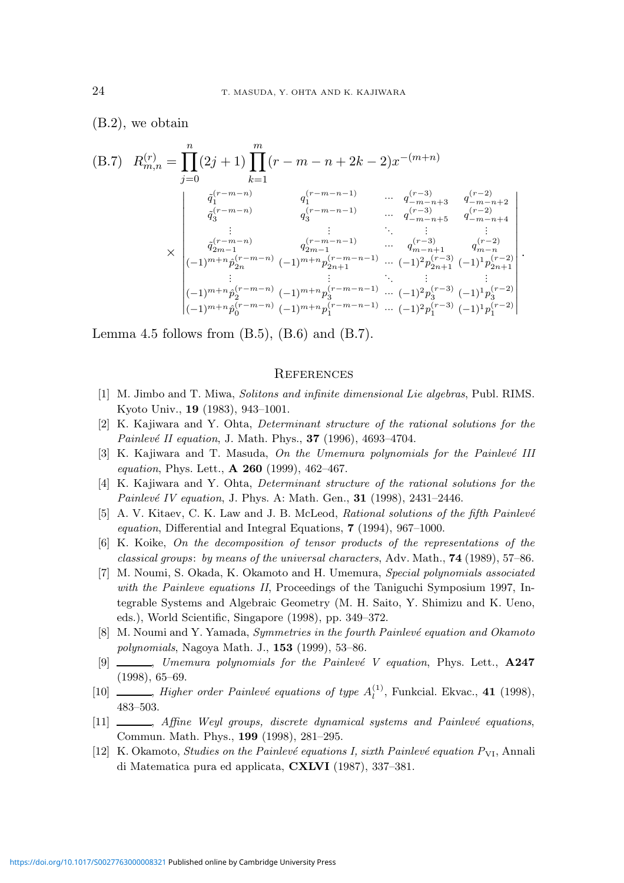(B.2), we obtain

$$
\text{(B.7)}\quad R_{m,n}^{(r)} = \prod_{j=0}^{n}(2j+1)\prod_{k=1}^{m}(r-m-n+2k-2)x^{-(m+n)}
$$
$$
\times \begin{vmatrix}
\tilde{q}_1^{(r-m-n)} & q_1^{(r-m-n-1)} & \cdots & q_{-m-n+3}^{(r-3)} & q_{-m-n+2}^{(r-2)} \\
\tilde{q}_3^{(r-m-n)} & q_3^{(r-m-n-1)} & \cdots & q_{-m-n+5}^{(r-3)} & q_{-m-n+4}^{(r-2)} \\
\vdots & \vdots & \ddots & \vdots & \vdots \\
\tilde{q}_{2m-1}^{(r-m-n)} & q_{2m-1}^{(r-m-n-1)} & \cdots & q_{m-n+1}^{(r-3)} & q_{m-n}^{(r-2)} \\
(-1)^{m+n}\hat{p}_{2n}^{(r-m-n)} & (-1)^{m+n}p_{2n+1}^{(r-m-n-1)} & \cdots & (-1)^2 p_{2n+1}^{(r-3)} & (-1)^1 p_{2n+1}^{(r-2)} \\
\vdots & \vdots & \ddots & \vdots & \vdots \\
(-1)^{m+n}\hat{p}_{2}^{(r-m-n)} & (-1)^{m+n}p_{3}^{(r-m-n-1)} & \cdots & (-1)^2 p_{3}^{(r-3)} & (-1)^1 p_{3}^{(r-2)} \\
(-1)^{m+n}\hat{p}_{0}^{(r-m-n)} & (-1)^{m+n}p_{1}^{(r-m-n-1)} & \cdots & (-1)^2 p_{1}^{(r-3)} & (-1)^1 p_{1}^{(r-2)}
\end{vmatrix}.
$$

Lemma 4.5 follows from (B.5), (B.6) and (B.7).

## References

[1] M. Jimbo and T. Miwa, *Solitons and infinite dimensional Lie algebras*, Publ. RIMS. Kyoto Univ., **19** (1983), 943–1001.

[2] K. Kajiwara and Y. Ohta, *Determinant structure of the rational solutions for the Painlevé II equation*, J. Math. Phys., **37** (1996), 4693–4704.

[3] K. Kajiwara and T. Masuda, *On the Umemura polynomials for the Painlevé III equation*, Phys. Lett., **A 260** (1999), 462–467.

[4] K. Kajiwara and Y. Ohta, *Determinant structure of the rational solutions for the Painlevé IV equation*, J. Phys. A: Math. Gen., **31** (1998), 2431–2446.

[5] A. V. Kitaev, C. K. Law and J. B. McLeod, *Rational solutions of the fifth Painlevé equation*, Differential and Integral Equations, **7** (1994), 967–1000.

[6] K. Koike, *On the decomposition of tensor products of the representations of the classical groups: by means of the universal characters*, Adv. Math., **74** (1989), 57–86.

[7] M. Noumi, S. Okada, K. Okamoto and H. Umemura, *Special polynomials associated with the Painleve equations II*, Proceedings of the Taniguchi Symposium 1997, Integrable Systems and Algebraic Geometry (M. H. Saito, Y. Shimizu and K. Ueno, eds.), World Scientific, Singapore (1998), pp. 349–372.

[8] M. Noumi and Y. Yamada, *Symmetries in the fourth Painlevé equation and Okamoto polynomials*, Nagoya Math. J., **153** (1999), 53–86.

[9] ———, *Umemura polynomials for the Painlevé V equation*, Phys. Lett., **A247** (1998), 65–69.

[10] ———, *Higher order Painlevé equations of type $A_l^{(1)}$*, Funkcial. Ekvac., **41** (1998), 483–503.

[11] ———, *Affine Weyl groups, discrete dynamical systems and Painlevé equations*, Commun. Math. Phys., **199** (1998), 281–295.

[12] K. Okamoto, *Studies on the Painlevé equations I, sixth Painlevé equation $P_{\mathrm{VI}}$*, Annali di Matematica pura ed applicata, **CXLVI** (1987), 337–381.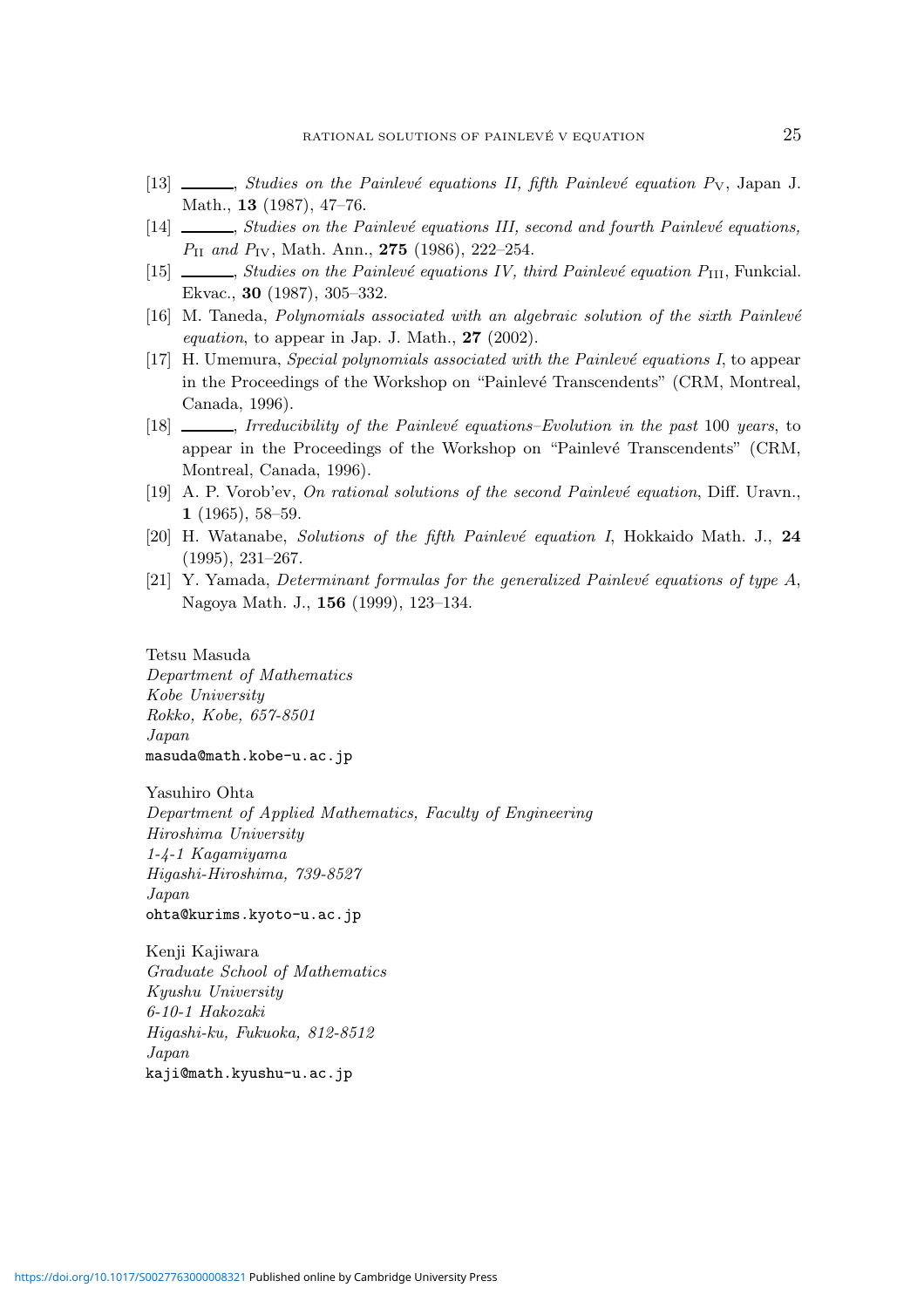[13] ———, *Studies on the Painlevé equations II, fifth Painlevé equation $P_{\mathrm{V}}$*, Japan J. Math., **13** (1987), 47–76.

[14] ———, *Studies on the Painlevé equations III, second and fourth Painlevé equations, $P_{\mathrm{II}}$ and $P_{\mathrm{IV}}$*, Math. Ann., **275** (1986), 222–254.

[15] ———, *Studies on the Painlevé equations IV, third Painlevé equation $P_{\mathrm{III}}$*, Funkcial. Ekvac., **30** (1987), 305–332.

[16] M. Taneda, *Polynomials associated with an algebraic solution of the sixth Painlevé equation*, to appear in Jap. J. Math., **27** (2002).

[17] H. Umemura, *Special polynomials associated with the Painlevé equations I*, to appear in the Proceedings of the Workshop on "Painlevé Transcendents" (CRM, Montreal, Canada, 1996).

[18] ———, *Irreducibility of the Painlevé equations–Evolution in the past* 100 *years*, to appear in the Proceedings of the Workshop on "Painlevé Transcendents" (CRM, Montreal, Canada, 1996).

[19] A. P. Vorob'ev, *On rational solutions of the second Painlevé equation*, Diff. Uravn., **1** (1965), 58–59.

[20] H. Watanabe, *Solutions of the fifth Painlevé equation I*, Hokkaido Math. J., **24** (1995), 231–267.

[21] Y. Yamada, *Determinant formulas for the generalized Painlevé equations of type A*, Nagoya Math. J., **156** (1999), 123–134.

Tetsu Masuda
*Department of Mathematics*
*Kobe University*
*Rokko, Kobe, 657-8501*
*Japan*
masuda@math.kobe-u.ac.jp

Yasuhiro Ohta
*Department of Applied Mathematics, Faculty of Engineering*
*Hiroshima University*
*1-4-1 Kagamiyama*
*Higashi-Hiroshima, 739-8527*
*Japan*
ohta@kurims.kyoto-u.ac.jp

Kenji Kajiwara
*Graduate School of Mathematics*
*Kyushu University*
*6-10-1 Hakozaki*
*Higashi-ku, Fukuoka, 812-8512*
*Japan*
kaji@math.kyushu-u.ac.jp